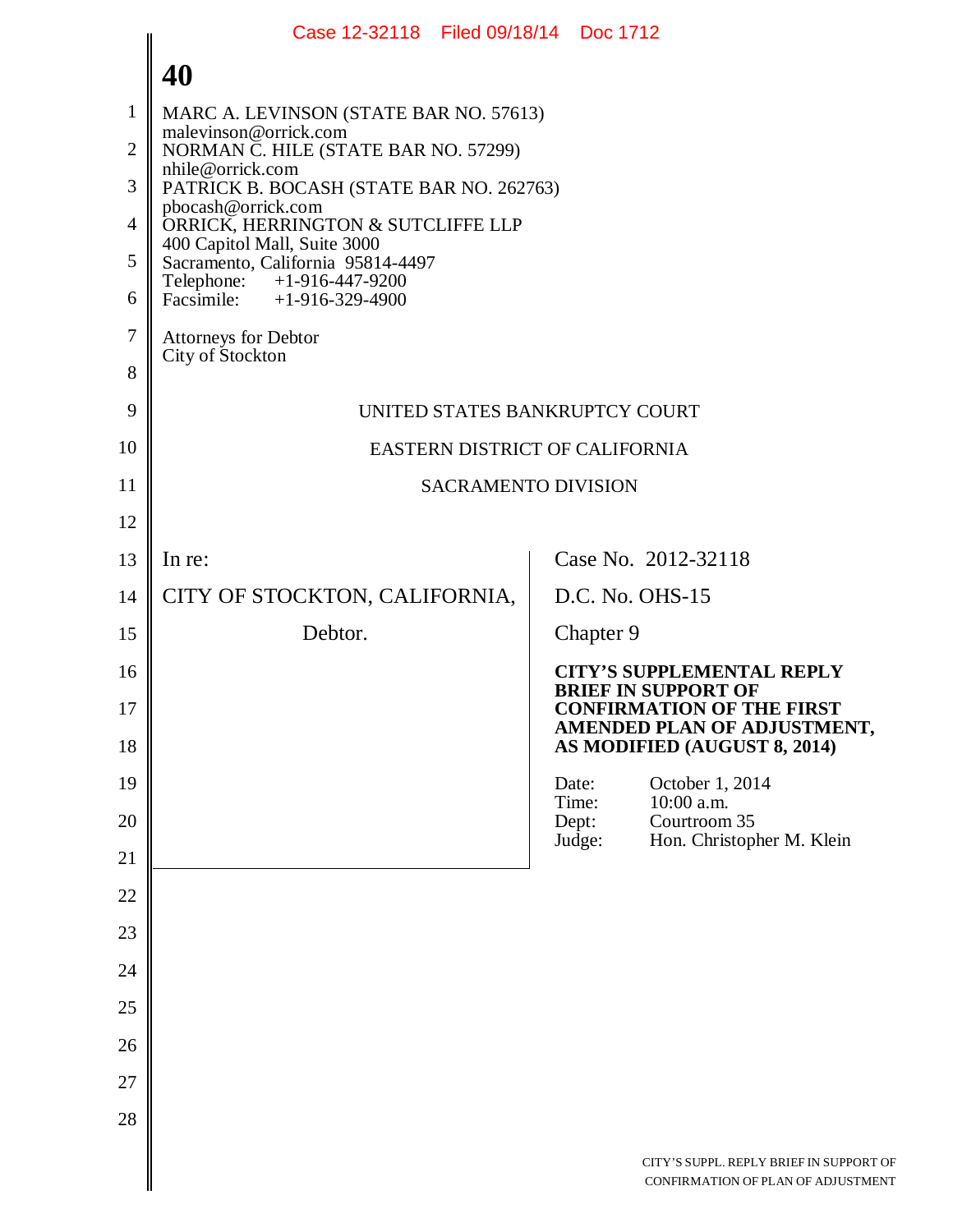MARC A. LEVINSON (STATE BAR NO. 57613)
malevinson@orrick.com
NORMAN C. HILE (STATE BAR NO. 57299)
nhile@orrick.com
PATRICK B. BOCASH (STATE BAR NO. 262763)
pbocash@orrick.com
ORRICK, HERRINGTON & SUTCLIFFE LLP
400 Capitol Mall, Suite 3000
Sacramento, California 95814-4497
Telephone: +1-916-447-9200
Facsimile: +1-916-329-4900

Attorneys for Debtor
City of Stockton

UNITED STATES BANKRUPTCY COURT

EASTERN DISTRICT OF CALIFORNIA

SACRAMENTO DIVISION

| | |
|---|---|
| In re:<br><br>CITY OF STOCKTON, CALIFORNIA,<br><br>Debtor. | Case No. 2012-32118<br><br>D.C. No. OHS-15<br><br>Chapter 9<br><br>**CITY'S SUPPLEMENTAL REPLY BRIEF IN SUPPORT OF CONFIRMATION OF THE FIRST AMENDED PLAN OF ADJUSTMENT, AS MODIFIED (AUGUST 8, 2014)**<br><br>Date: October 1, 2014<br>Time: 10:00 a.m.<br>Dept: Courtroom 35<br>Judge: Hon. Christopher M. Klein |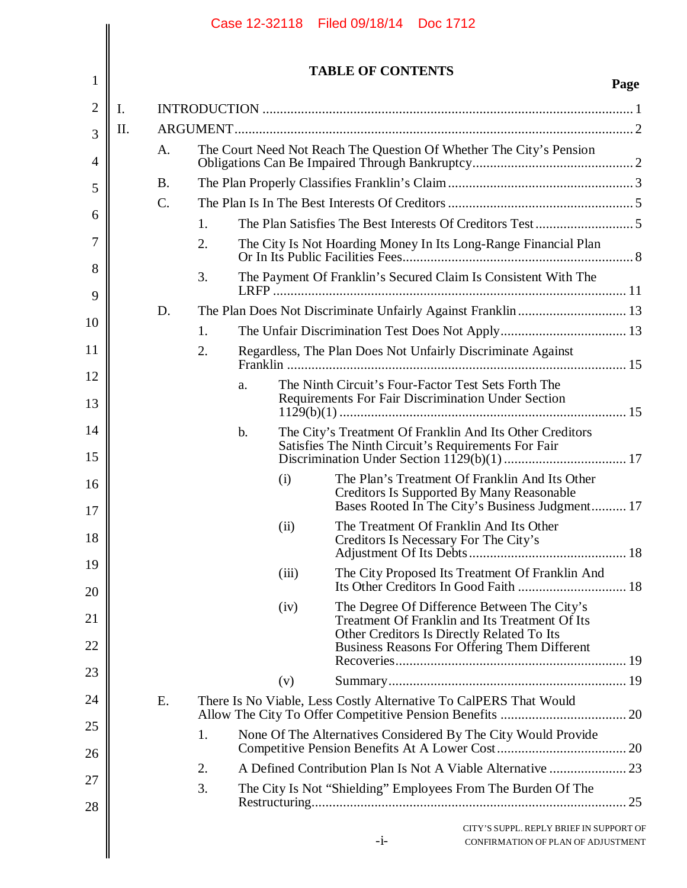# TABLE OF CONTENTS

| | | Page |
|---|---|---|
| I. | INTRODUCTION | 1 |
| II. | ARGUMENT | 2 |
| | A. The Court Need Not Reach The Question Of Whether The City's Pension Obligations Can Be Impaired Through Bankruptcy | 2 |
| | B. The Plan Properly Classifies Franklin's Claim | 3 |
| | C. The Plan Is In The Best Interests Of Creditors | 5 |
| | 1. The Plan Satisfies The Best Interests Of Creditors Test | 5 |
| | 2. The City Is Not Hoarding Money In Its Long-Range Financial Plan Or In Its Public Facilities Fees | 8 |
| | 3. The Payment Of Franklin's Secured Claim Is Consistent With The LRFP | 11 |
| | D. The Plan Does Not Discriminate Unfairly Against Franklin | 13 |
| | 1. The Unfair Discrimination Test Does Not Apply | 13 |
| | 2. Regardless, The Plan Does Not Unfairly Discriminate Against Franklin | 15 |
| | a. The Ninth Circuit's Four-Factor Test Sets Forth The Requirements For Fair Discrimination Under Section 1129(b)(1) | 15 |
| | b. The City's Treatment Of Franklin And Its Other Creditors Satisfies The Ninth Circuit's Requirements For Fair Discrimination Under Section 1129(b)(1) | 17 |
| | (i) The Plan's Treatment Of Franklin And Its Other Creditors Is Supported By Many Reasonable Bases Rooted In The City's Business Judgment | 17 |
| | (ii) The Treatment Of Franklin And Its Other Creditors Is Necessary For The City's Adjustment Of Its Debts | 18 |
| | (iii) The City Proposed Its Treatment Of Franklin And Its Other Creditors In Good Faith | 18 |
| | (iv) The Degree Of Difference Between The City's Treatment Of Franklin and Its Treatment Of Its Other Creditors Is Directly Related To Its Business Reasons For Offering Them Different Recoveries | 19 |
| | (v) Summary | 19 |
| | E. There Is No Viable, Less Costly Alternative To CalPERS That Would Allow The City To Offer Competitive Pension Benefits | 20 |
| | 1. None Of The Alternatives Considered By The City Would Provide Competitive Pension Benefits At A Lower Cost | 20 |
| | 2. A Defined Contribution Plan Is Not A Viable Alternative | 23 |
| | 3. The City Is Not "Shielding" Employees From The Burden Of The Restructuring | 25 |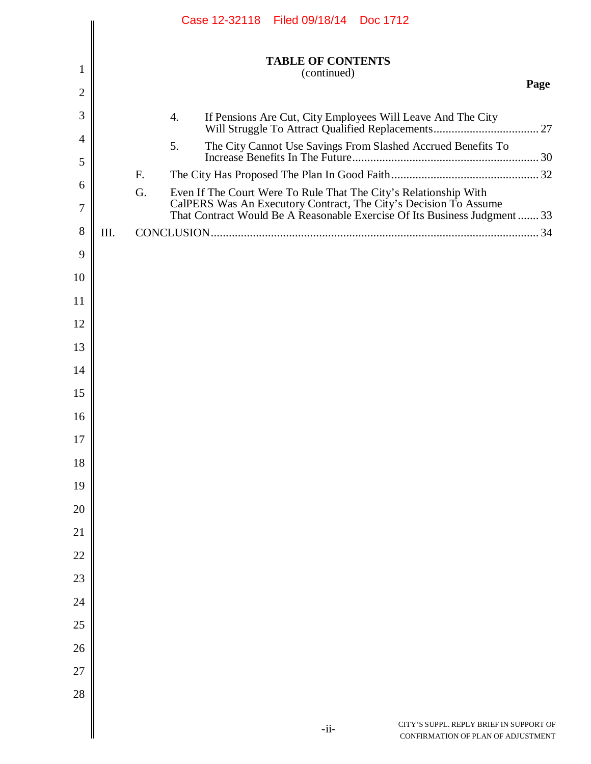**TABLE OF CONTENTS**
(continued)

| | | | | Page |
|---|---|---|---|---|
| | | 4. | If Pensions Are Cut, City Employees Will Leave And The City Will Struggle To Attract Qualified Replacements | 27 |
| | | 5. | The City Cannot Use Savings From Slashed Accrued Benefits To Increase Benefits In The Future | 30 |
| | F. | | The City Has Proposed The Plan In Good Faith | 32 |
| | G. | | Even If The Court Were To Rule That The City's Relationship With CalPERS Was An Executory Contract, The City's Decision To Assume That Contract Would Be A Reasonable Exercise Of Its Business Judgment | 33 |
| III. | CONCLUSION | | | 34 |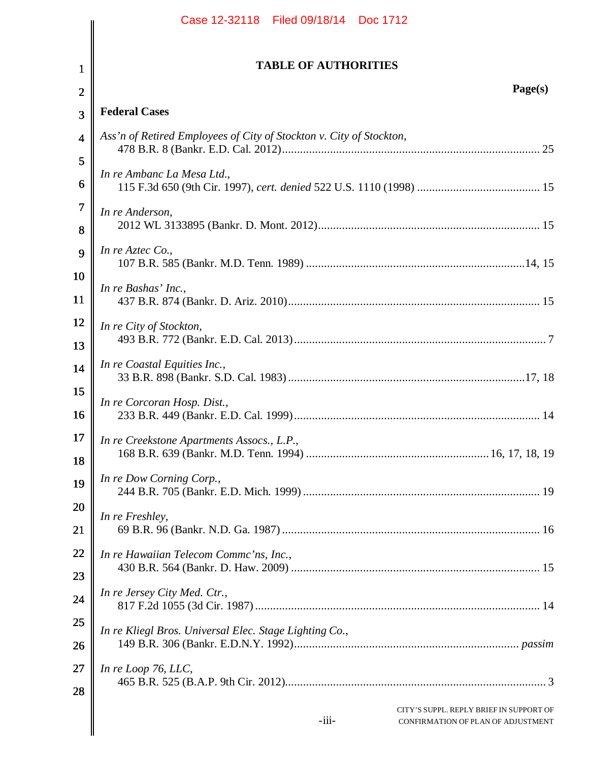## TABLE OF AUTHORITIES

**Page(s)**

**Federal Cases**

*Ass'n of Retired Employees of City of Stockton v. City of Stockton*,
478 B.R. 8 (Bankr. E.D. Cal. 2012) ........ 25

*In re Ambanc La Mesa Ltd.*,
115 F.3d 650 (9th Cir. 1997), *cert. denied* 522 U.S. 1110 (1998) ........ 15

*In re Anderson*,
2012 WL 3133895 (Bankr. D. Mont. 2012) ........ 15

*In re Aztec Co.*,
107 B.R. 585 (Bankr. M.D. Tenn. 1989) ........ 14, 15

*In re Bashas' Inc.*,
437 B.R. 874 (Bankr. D. Ariz. 2010) ........ 15

*In re City of Stockton*,
493 B.R. 772 (Bankr. E.D. Cal. 2013) ........ 7

*In re Coastal Equities Inc.*,
33 B.R. 898 (Bankr. S.D. Cal. 1983) ........ 17, 18

*In re Corcoran Hosp. Dist.*,
233 B.R. 449 (Bankr. E.D. Cal. 1999) ........ 14

*In re Creekstone Apartments Assocs., L.P.*,
168 B.R. 639 (Bankr. M.D. Tenn. 1994) ........ 16, 17, 18, 19

*In re Dow Corning Corp.*,
244 B.R. 705 (Bankr. E.D. Mich. 1999) ........ 19

*In re Freshley*,
69 B.R. 96 (Bankr. N.D. Ga. 1987) ........ 16

*In re Hawaiian Telecom Commc'ns, Inc.*,
430 B.R. 564 (Bankr. D. Haw. 2009) ........ 15

*In re Jersey City Med. Ctr.*,
817 F.2d 1055 (3d Cir. 1987) ........ 14

*In re Kliegl Bros. Universal Elec. Stage Lighting Co.*,
149 B.R. 306 (Bankr. E.D.N.Y. 1992) ........ *passim*

*In re Loop 76, LLC*,
465 B.R. 525 (B.A.P. 9th Cir. 2012) ........ 3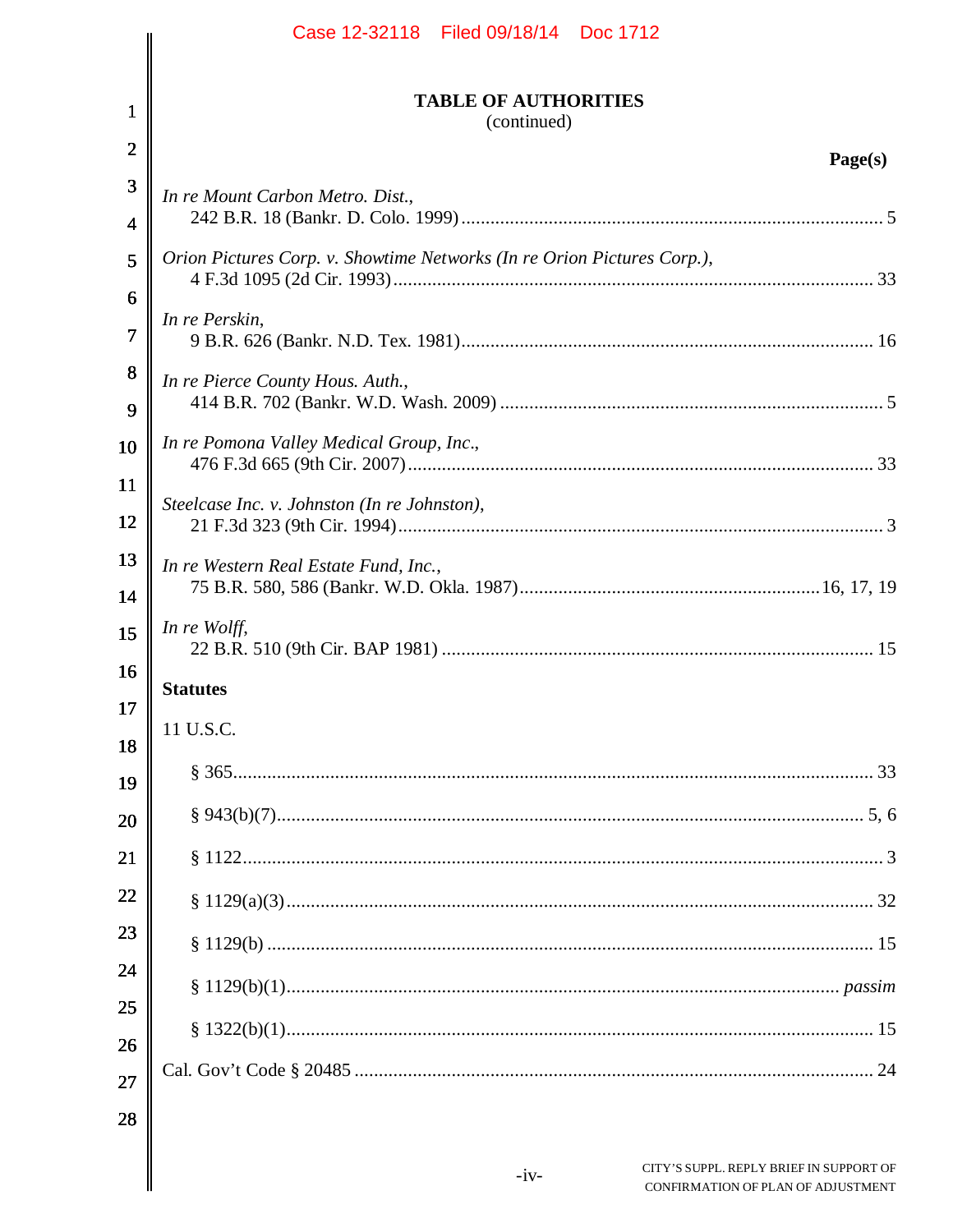**TABLE OF AUTHORITIES**
(continued)

**Page(s)**

*In re Mount Carbon Metro. Dist.*,
242 B.R. 18 (Bankr. D. Colo. 1999) ..... 5

*Orion Pictures Corp. v. Showtime Networks (In re Orion Pictures Corp.)*,
4 F.3d 1095 (2d Cir. 1993) ..... 33

*In re Perskin*,
9 B.R. 626 (Bankr. N.D. Tex. 1981) ..... 16

*In re Pierce County Hous. Auth.*,
414 B.R. 702 (Bankr. W.D. Wash. 2009) ..... 5

*In re Pomona Valley Medical Group, Inc.*,
476 F.3d 665 (9th Cir. 2007) ..... 33

*Steelcase Inc. v. Johnston (In re Johnston)*,
21 F.3d 323 (9th Cir. 1994) ..... 3

*In re Western Real Estate Fund, Inc.*,
75 B.R. 580, 586 (Bankr. W.D. Okla. 1987) ..... 16, 17, 19

*In re Wolff*,
22 B.R. 510 (9th Cir. BAP 1981) ..... 15

**Statutes**

11 U.S.C.

§ 365 ..... 33

§ 943(b)(7) ..... 5, 6

§ 1122 ..... 3

§ 1129(a)(3) ..... 32

§ 1129(b) ..... 15

§ 1129(b)(1) ..... *passim*

§ 1322(b)(1) ..... 15

Cal. Gov't Code § 20485 ..... 24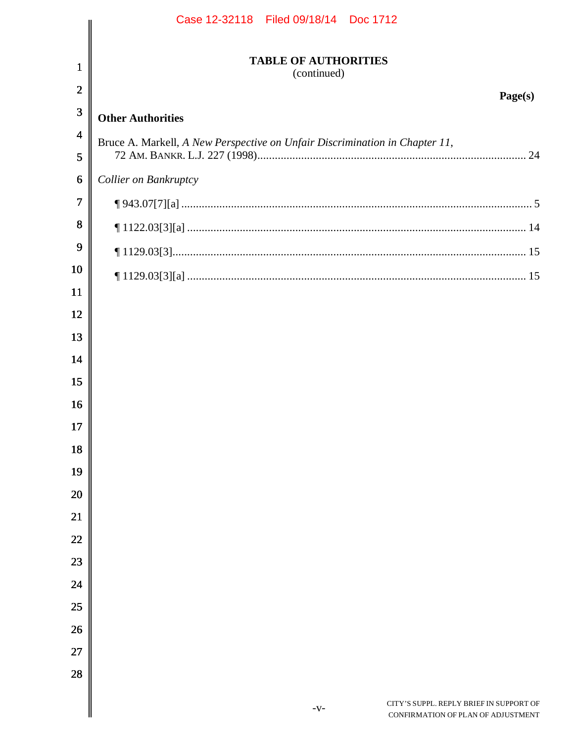# TABLE OF AUTHORITIES
(continued)

**Page(s)**

**Other Authorities**

Bruce A. Markell, *A New Perspective on Unfair Discrimination in Chapter 11*, 72 AM. BANKR. L.J. 227 (1998) ........................................................................................ 24

*Collier on Bankruptcy*

¶ 943.07[7][a] ........................................................................................................ 5

¶ 1122.03[3][a] ...................................................................................................... 14

¶ 1129.03[3]........................................................................................................... 15

¶ 1129.03[3][a] ...................................................................................................... 15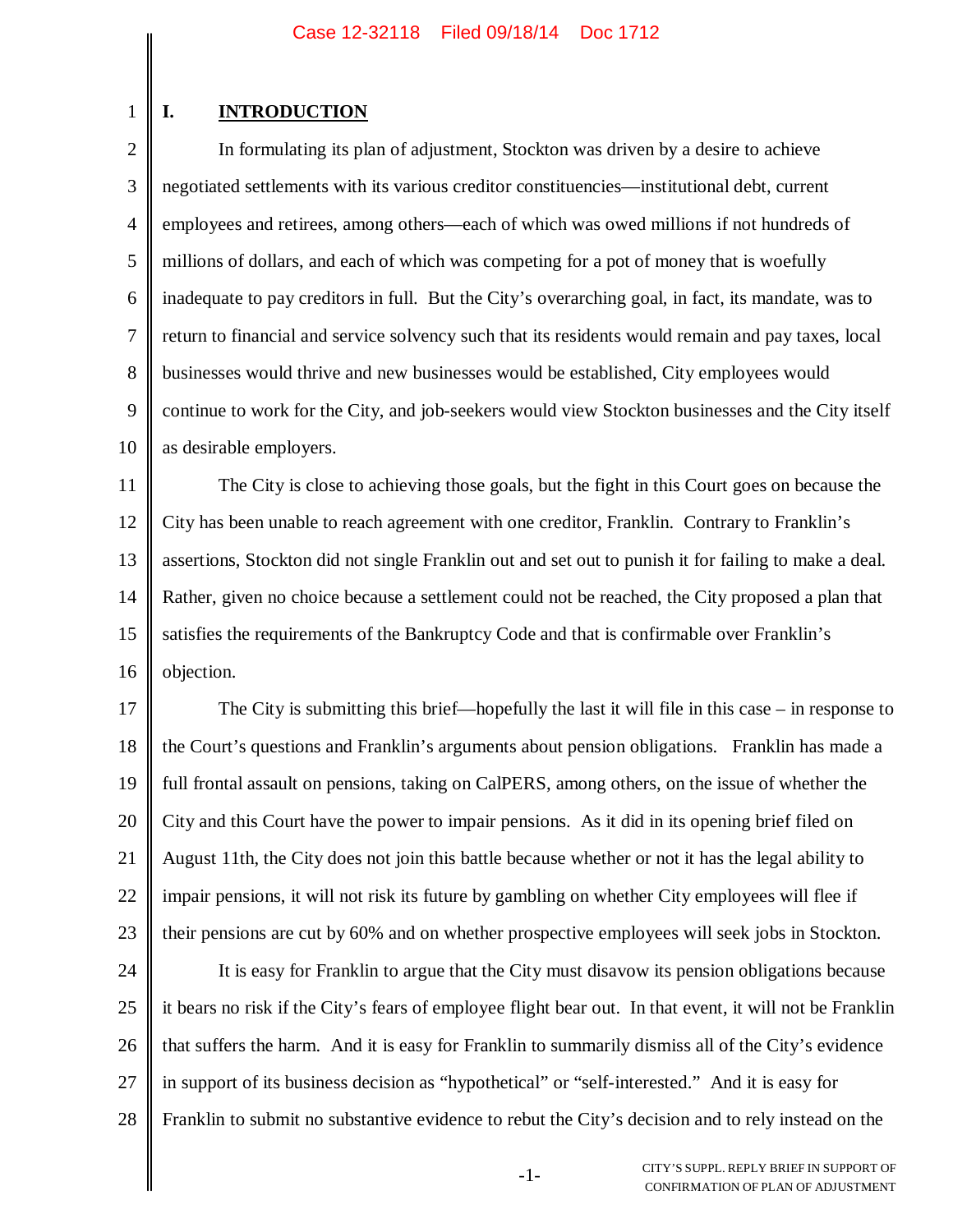## I. INTRODUCTION

In formulating its plan of adjustment, Stockton was driven by a desire to achieve negotiated settlements with its various creditor constituencies—institutional debt, current employees and retirees, among others—each of which was owed millions if not hundreds of millions of dollars, and each of which was competing for a pot of money that is woefully inadequate to pay creditors in full. But the City's overarching goal, in fact, its mandate, was to return to financial and service solvency such that its residents would remain and pay taxes, local businesses would thrive and new businesses would be established, City employees would continue to work for the City, and job-seekers would view Stockton businesses and the City itself as desirable employers.

The City is close to achieving those goals, but the fight in this Court goes on because the City has been unable to reach agreement with one creditor, Franklin. Contrary to Franklin's assertions, Stockton did not single Franklin out and set out to punish it for failing to make a deal. Rather, given no choice because a settlement could not be reached, the City proposed a plan that satisfies the requirements of the Bankruptcy Code and that is confirmable over Franklin's objection.

The City is submitting this brief—hopefully the last it will file in this case – in response to the Court's questions and Franklin's arguments about pension obligations. Franklin has made a full frontal assault on pensions, taking on CalPERS, among others, on the issue of whether the City and this Court have the power to impair pensions. As it did in its opening brief filed on August 11th, the City does not join this battle because whether or not it has the legal ability to impair pensions, it will not risk its future by gambling on whether City employees will flee if their pensions are cut by 60% and on whether prospective employees will seek jobs in Stockton.

It is easy for Franklin to argue that the City must disavow its pension obligations because it bears no risk if the City's fears of employee flight bear out. In that event, it will not be Franklin that suffers the harm. And it is easy for Franklin to summarily dismiss all of the City's evidence in support of its business decision as "hypothetical" or "self-interested." And it is easy for Franklin to submit no substantive evidence to rebut the City's decision and to rely instead on the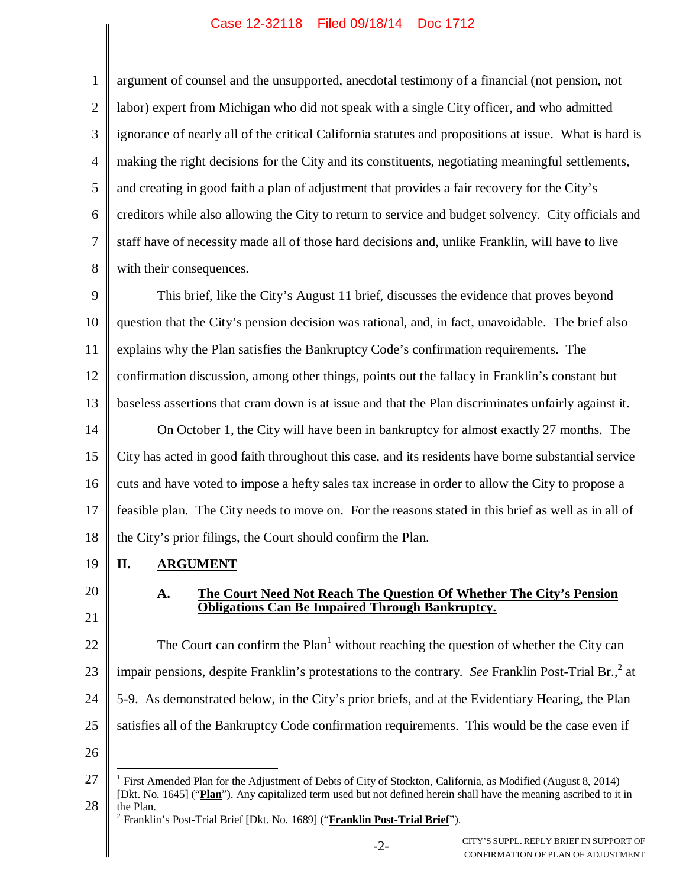argument of counsel and the unsupported, anecdotal testimony of a financial (not pension, not labor) expert from Michigan who did not speak with a single City officer, and who admitted ignorance of nearly all of the critical California statutes and propositions at issue. What is hard is making the right decisions for the City and its constituents, negotiating meaningful settlements, and creating in good faith a plan of adjustment that provides a fair recovery for the City's creditors while also allowing the City to return to service and budget solvency. City officials and staff have of necessity made all of those hard decisions and, unlike Franklin, will have to live with their consequences.

This brief, like the City's August 11 brief, discusses the evidence that proves beyond question that the City's pension decision was rational, and, in fact, unavoidable. The brief also explains why the Plan satisfies the Bankruptcy Code's confirmation requirements. The confirmation discussion, among other things, points out the fallacy in Franklin's constant but baseless assertions that cram down is at issue and that the Plan discriminates unfairly against it.

On October 1, the City will have been in bankruptcy for almost exactly 27 months. The City has acted in good faith throughout this case, and its residents have borne substantial service cuts and have voted to impose a hefty sales tax increase in order to allow the City to propose a feasible plan. The City needs to move on. For the reasons stated in this brief as well as in all of the City's prior filings, the Court should confirm the Plan.

## II. ARGUMENT

### A. The Court Need Not Reach The Question Of Whether The City's Pension Obligations Can Be Impaired Through Bankruptcy.

The Court can confirm the Plan[1] without reaching the question of whether the City can impair pensions, despite Franklin's protestations to the contrary. *See* Franklin Post-Trial Br.,[2] at 5-9. As demonstrated below, in the City's prior briefs, and at the Evidentiary Hearing, the Plan satisfies all of the Bankruptcy Code confirmation requirements. This would be the case even if

---

[1] First Amended Plan for the Adjustment of Debts of City of Stockton, California, as Modified (August 8, 2014) [Dkt. No. 1645] ("**Plan**"). Any capitalized term used but not defined herein shall have the meaning ascribed to it in the Plan.

[2] Franklin's Post-Trial Brief [Dkt. No. 1689] ("**Franklin Post-Trial Brief**").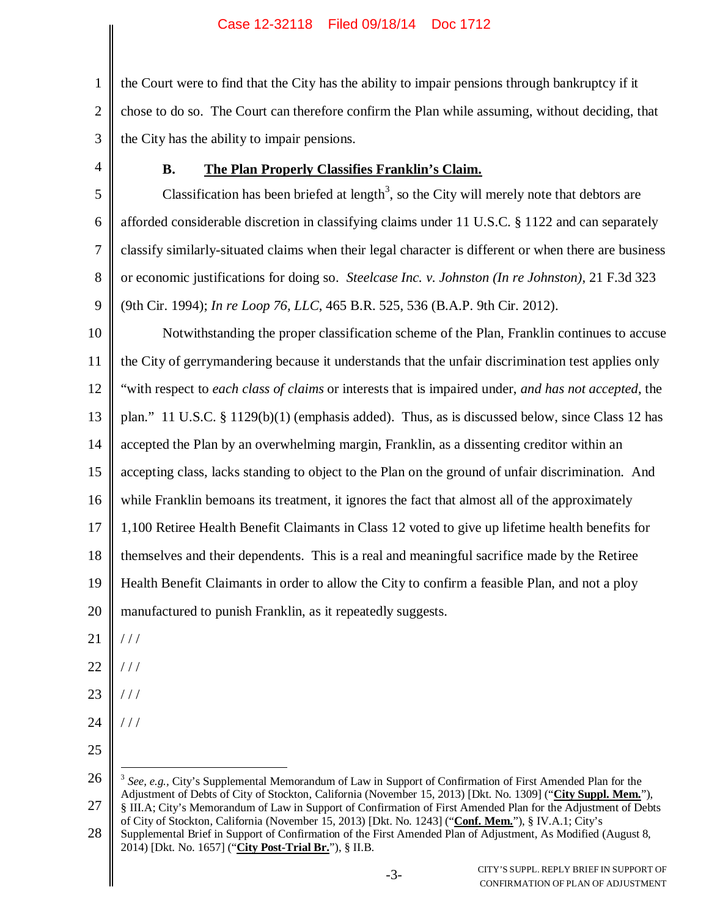the Court were to find that the City has the ability to impair pensions through bankruptcy if it chose to do so. The Court can therefore confirm the Plan while assuming, without deciding, that the City has the ability to impair pensions.

### B. **The Plan Properly Classifies Franklin's Claim.**

Classification has been briefed at length[3], so the City will merely note that debtors are afforded considerable discretion in classifying claims under 11 U.S.C. § 1122 and can separately classify similarly-situated claims when their legal character is different or when there are business or economic justifications for doing so. *Steelcase Inc. v. Johnston (In re Johnston)*, 21 F.3d 323 (9th Cir. 1994); *In re Loop 76, LLC*, 465 B.R. 525, 536 (B.A.P. 9th Cir. 2012).

Notwithstanding the proper classification scheme of the Plan, Franklin continues to accuse the City of gerrymandering because it understands that the unfair discrimination test applies only "with respect to *each class of claims* or interests that is impaired under, *and has not accepted*, the plan." 11 U.S.C. § 1129(b)(1) (emphasis added). Thus, as is discussed below, since Class 12 has accepted the Plan by an overwhelming margin, Franklin, as a dissenting creditor within an accepting class, lacks standing to object to the Plan on the ground of unfair discrimination. And while Franklin bemoans its treatment, it ignores the fact that almost all of the approximately 1,100 Retiree Health Benefit Claimants in Class 12 voted to give up lifetime health benefits for themselves and their dependents. This is a real and meaningful sacrifice made by the Retiree Health Benefit Claimants in order to allow the City to confirm a feasible Plan, and not a ploy manufactured to punish Franklin, as it repeatedly suggests.

/ / /

/ / /

/ / /

/ / /

---

[3] *See, e.g.,* City's Supplemental Memorandum of Law in Support of Confirmation of First Amended Plan for the Adjustment of Debts of City of Stockton, California (November 15, 2013) [Dkt. No. 1309] ("**City Suppl. Mem.**"), § III.A; City's Memorandum of Law in Support of Confirmation of First Amended Plan for the Adjustment of Debts of City of Stockton, California (November 15, 2013) [Dkt. No. 1243] ("**Conf. Mem.**"), § IV.A.1; City's Supplemental Brief in Support of Confirmation of the First Amended Plan of Adjustment, As Modified (August 8, 2014) [Dkt. No. 1657] ("**City Post-Trial Br.**"), § II.B.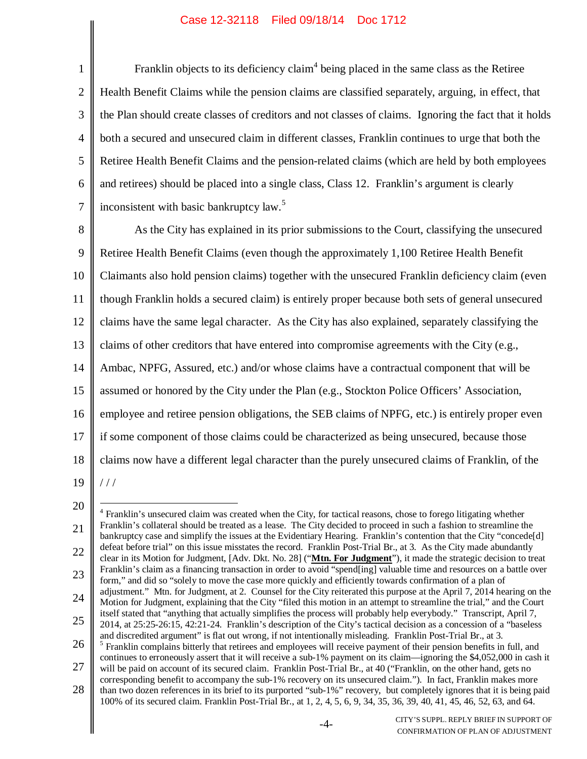Franklin objects to its deficiency claim[4] being placed in the same class as the Retiree Health Benefit Claims while the pension claims are classified separately, arguing, in effect, that the Plan should create classes of creditors and not classes of claims. Ignoring the fact that it holds both a secured and unsecured claim in different classes, Franklin continues to urge that both the Retiree Health Benefit Claims and the pension-related claims (which are held by both employees and retirees) should be placed into a single class, Class 12. Franklin's argument is clearly inconsistent with basic bankruptcy law.[5]

As the City has explained in its prior submissions to the Court, classifying the unsecured Retiree Health Benefit Claims (even though the approximately 1,100 Retiree Health Benefit Claimants also hold pension claims) together with the unsecured Franklin deficiency claim (even though Franklin holds a secured claim) is entirely proper because both sets of general unsecured claims have the same legal character. As the City has also explained, separately classifying the claims of other creditors that have entered into compromise agreements with the City (e.g., Ambac, NPFG, Assured, etc.) and/or whose claims have a contractual component that will be assumed or honored by the City under the Plan (e.g., Stockton Police Officers' Association, employee and retiree pension obligations, the SEB claims of NPFG, etc.) is entirely proper even if some component of those claims could be characterized as being unsecured, because those claims now have a different legal character than the purely unsecured claims of Franklin, of the

/ / /

---

[4] Franklin's unsecured claim was created when the City, for tactical reasons, chose to forego litigating whether Franklin's collateral should be treated as a lease. The City decided to proceed in such a fashion to streamline the bankruptcy case and simplify the issues at the Evidentiary Hearing. Franklin's contention that the City "concede[d] defeat before trial" on this issue misstates the record. Franklin Post-Trial Br., at 3. As the City made abundantly clear in its Motion for Judgment, [Adv. Dkt. No. 28] ("**Mtn. For Judgment**"), it made the strategic decision to treat Franklin's claim as a financing transaction in order to avoid "spend[ing] valuable time and resources on a battle over form," and did so "solely to move the case more quickly and efficiently towards confirmation of a plan of adjustment." Mtn. for Judgment, at 2. Counsel for the City reiterated this purpose at the April 7, 2014 hearing on the Motion for Judgment, explaining that the City "filed this motion in an attempt to streamline the trial," and the Court itself stated that "anything that actually simplifies the process will probably help everybody." Transcript, April 7, 2014, at 25:25-26:15, 42:21-24. Franklin's description of the City's tactical decision as a concession of a "baseless and discredited argument" is flat out wrong, if not intentionally misleading. Franklin Post-Trial Br., at 3.

[5] Franklin complains bitterly that retirees and employees will receive payment of their pension benefits in full, and continues to erroneously assert that it will receive a sub-1% payment on its claim—ignoring the $4,052,000 in cash it will be paid on account of its secured claim. Franklin Post-Trial Br., at 40 ("Franklin, on the other hand, gets no corresponding benefit to accompany the sub-1% recovery on its unsecured claim."). In fact, Franklin makes more than two dozen references in its brief to its purported "sub-1%" recovery, but completely ignores that it is being paid 100% of its secured claim. Franklin Post-Trial Br., at 1, 2, 4, 5, 6, 9, 34, 35, 36, 39, 40, 41, 45, 46, 52, 63, and 64.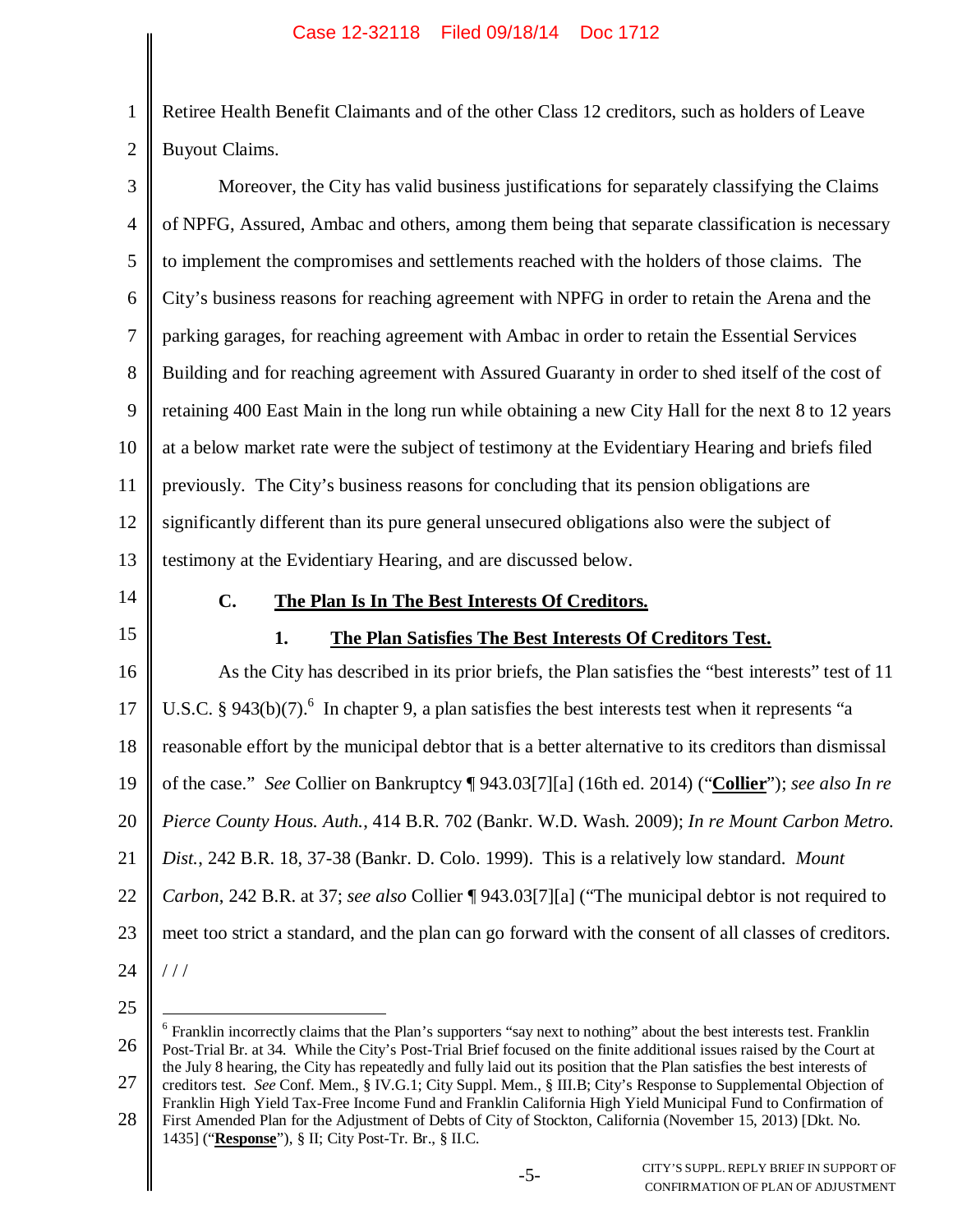Retiree Health Benefit Claimants and of the other Class 12 creditors, such as holders of Leave Buyout Claims.

Moreover, the City has valid business justifications for separately classifying the Claims of NPFG, Assured, Ambac and others, among them being that separate classification is necessary to implement the compromises and settlements reached with the holders of those claims. The City's business reasons for reaching agreement with NPFG in order to retain the Arena and the parking garages, for reaching agreement with Ambac in order to retain the Essential Services Building and for reaching agreement with Assured Guaranty in order to shed itself of the cost of retaining 400 East Main in the long run while obtaining a new City Hall for the next 8 to 12 years at a below market rate were the subject of testimony at the Evidentiary Hearing and briefs filed previously. The City's business reasons for concluding that its pension obligations are significantly different than its pure general unsecured obligations also were the subject of testimony at the Evidentiary Hearing, and are discussed below.

### C. The Plan Is In The Best Interests Of Creditors.

#### 1. The Plan Satisfies The Best Interests Of Creditors Test.

As the City has described in its prior briefs, the Plan satisfies the "best interests" test of 11 U.S.C. § 943(b)(7).[6] In chapter 9, a plan satisfies the best interests test when it represents "a reasonable effort by the municipal debtor that is a better alternative to its creditors than dismissal of the case." *See* Collier on Bankruptcy ¶ 943.03[7][a] (16th ed. 2014) ("**Collier**"); *see also In re Pierce County Hous. Auth.*, 414 B.R. 702 (Bankr. W.D. Wash. 2009); *In re Mount Carbon Metro. Dist.*, 242 B.R. 18, 37-38 (Bankr. D. Colo. 1999). This is a relatively low standard. *Mount Carbon*, 242 B.R. at 37; *see also* Collier ¶ 943.03[7][a] ("The municipal debtor is not required to meet too strict a standard, and the plan can go forward with the consent of all classes of creditors.

/ / /

---

[6] Franklin incorrectly claims that the Plan's supporters "say next to nothing" about the best interests test. Franklin Post-Trial Br. at 34. While the City's Post-Trial Brief focused on the finite additional issues raised by the Court at the July 8 hearing, the City has repeatedly and fully laid out its position that the Plan satisfies the best interests of creditors test. *See* Conf. Mem., § IV.G.1; City Suppl. Mem., § III.B; City's Response to Supplemental Objection of Franklin High Yield Tax-Free Income Fund and Franklin California High Yield Municipal Fund to Confirmation of First Amended Plan for the Adjustment of Debts of City of Stockton, California (November 15, 2013) [Dkt. No. 1435] ("**Response**"), § II; City Post-Tr. Br., § II.C.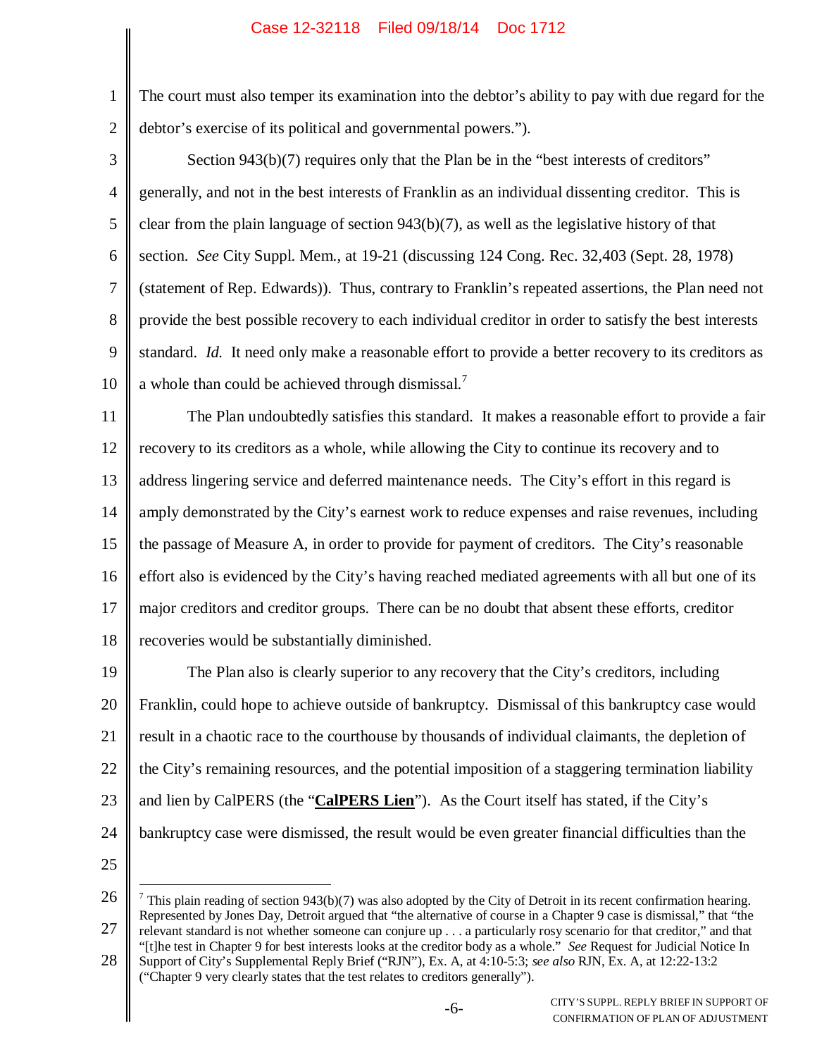The court must also temper its examination into the debtor's ability to pay with due regard for the debtor's exercise of its political and governmental powers.").

Section 943(b)(7) requires only that the Plan be in the "best interests of creditors" generally, and not in the best interests of Franklin as an individual dissenting creditor. This is clear from the plain language of section 943(b)(7), as well as the legislative history of that section. *See* City Suppl. Mem., at 19-21 (discussing 124 Cong. Rec. 32,403 (Sept. 28, 1978) (statement of Rep. Edwards)). Thus, contrary to Franklin's repeated assertions, the Plan need not provide the best possible recovery to each individual creditor in order to satisfy the best interests standard. *Id.* It need only make a reasonable effort to provide a better recovery to its creditors as a whole than could be achieved through dismissal.[7]

The Plan undoubtedly satisfies this standard. It makes a reasonable effort to provide a fair recovery to its creditors as a whole, while allowing the City to continue its recovery and to address lingering service and deferred maintenance needs. The City's effort in this regard is amply demonstrated by the City's earnest work to reduce expenses and raise revenues, including the passage of Measure A, in order to provide for payment of creditors. The City's reasonable effort also is evidenced by the City's having reached mediated agreements with all but one of its major creditors and creditor groups. There can be no doubt that absent these efforts, creditor recoveries would be substantially diminished.

The Plan also is clearly superior to any recovery that the City's creditors, including Franklin, could hope to achieve outside of bankruptcy. Dismissal of this bankruptcy case would result in a chaotic race to the courthouse by thousands of individual claimants, the depletion of the City's remaining resources, and the potential imposition of a staggering termination liability and lien by CalPERS (the "**CalPERS Lien**"). As the Court itself has stated, if the City's bankruptcy case were dismissed, the result would be even greater financial difficulties than the

---

[7] This plain reading of section 943(b)(7) was also adopted by the City of Detroit in its recent confirmation hearing. Represented by Jones Day, Detroit argued that "the alternative of course in a Chapter 9 case is dismissal," that "the relevant standard is not whether someone can conjure up . . . a particularly rosy scenario for that creditor," and that "[t]he test in Chapter 9 for best interests looks at the creditor body as a whole." *See* Request for Judicial Notice In Support of City's Supplemental Reply Brief ("RJN"), Ex. A, at 4:10-5:3; *see also* RJN, Ex. A, at 12:22-13:2 ("Chapter 9 very clearly states that the test relates to creditors generally").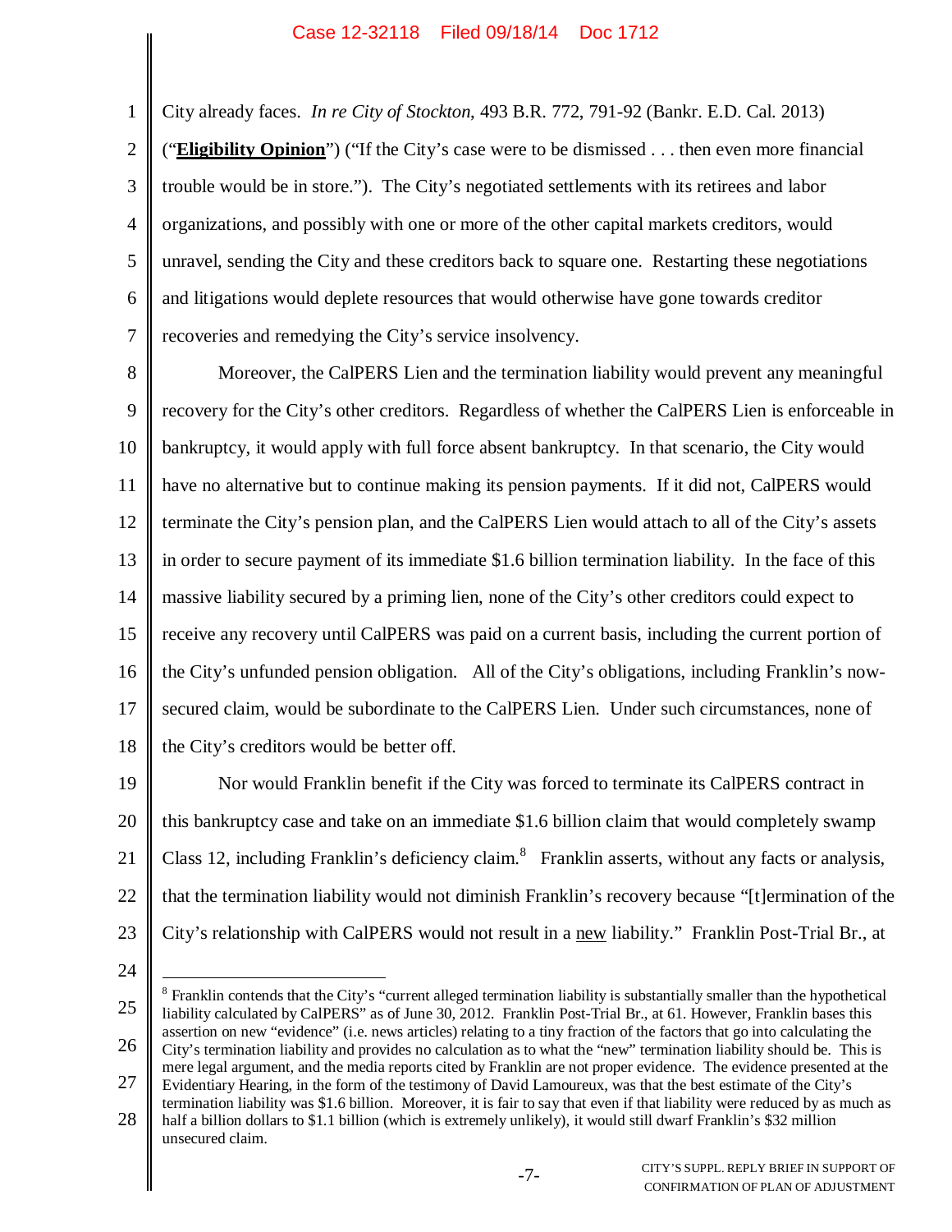City already faces. *In re City of Stockton*, 493 B.R. 772, 791-92 (Bankr. E.D. Cal. 2013) ("**Eligibility Opinion**") ("If the City's case were to be dismissed . . . then even more financial trouble would be in store."). The City's negotiated settlements with its retirees and labor organizations, and possibly with one or more of the other capital markets creditors, would unravel, sending the City and these creditors back to square one. Restarting these negotiations and litigations would deplete resources that would otherwise have gone towards creditor recoveries and remedying the City's service insolvency.

Moreover, the CalPERS Lien and the termination liability would prevent any meaningful recovery for the City's other creditors. Regardless of whether the CalPERS Lien is enforceable in bankruptcy, it would apply with full force absent bankruptcy. In that scenario, the City would have no alternative but to continue making its pension payments. If it did not, CalPERS would terminate the City's pension plan, and the CalPERS Lien would attach to all of the City's assets in order to secure payment of its immediate $1.6 billion termination liability. In the face of this massive liability secured by a priming lien, none of the City's other creditors could expect to receive any recovery until CalPERS was paid on a current basis, including the current portion of the City's unfunded pension obligation. All of the City's obligations, including Franklin's now-secured claim, would be subordinate to the CalPERS Lien. Under such circumstances, none of the City's creditors would be better off.

Nor would Franklin benefit if the City was forced to terminate its CalPERS contract in this bankruptcy case and take on an immediate $1.6 billion claim that would completely swamp Class 12, including Franklin's deficiency claim.[8] Franklin asserts, without any facts or analysis, that the termination liability would not diminish Franklin's recovery because "[t]ermination of the City's relationship with CalPERS would not result in a new liability." Franklin Post-Trial Br., at

---

[8] Franklin contends that the City's "current alleged termination liability is substantially smaller than the hypothetical liability calculated by CalPERS" as of June 30, 2012. Franklin Post-Trial Br., at 61. However, Franklin bases this assertion on new "evidence" (i.e. news articles) relating to a tiny fraction of the factors that go into calculating the City's termination liability and provides no calculation as to what the "new" termination liability should be. This is mere legal argument, and the media reports cited by Franklin are not proper evidence. The evidence presented at the Evidentiary Hearing, in the form of the testimony of David Lamoureux, was that the best estimate of the City's termination liability was $1.6 billion. Moreover, it is fair to say that even if that liability were reduced by as much as half a billion dollars to $1.1 billion (which is extremely unlikely), it would still dwarf Franklin's $32 million unsecured claim.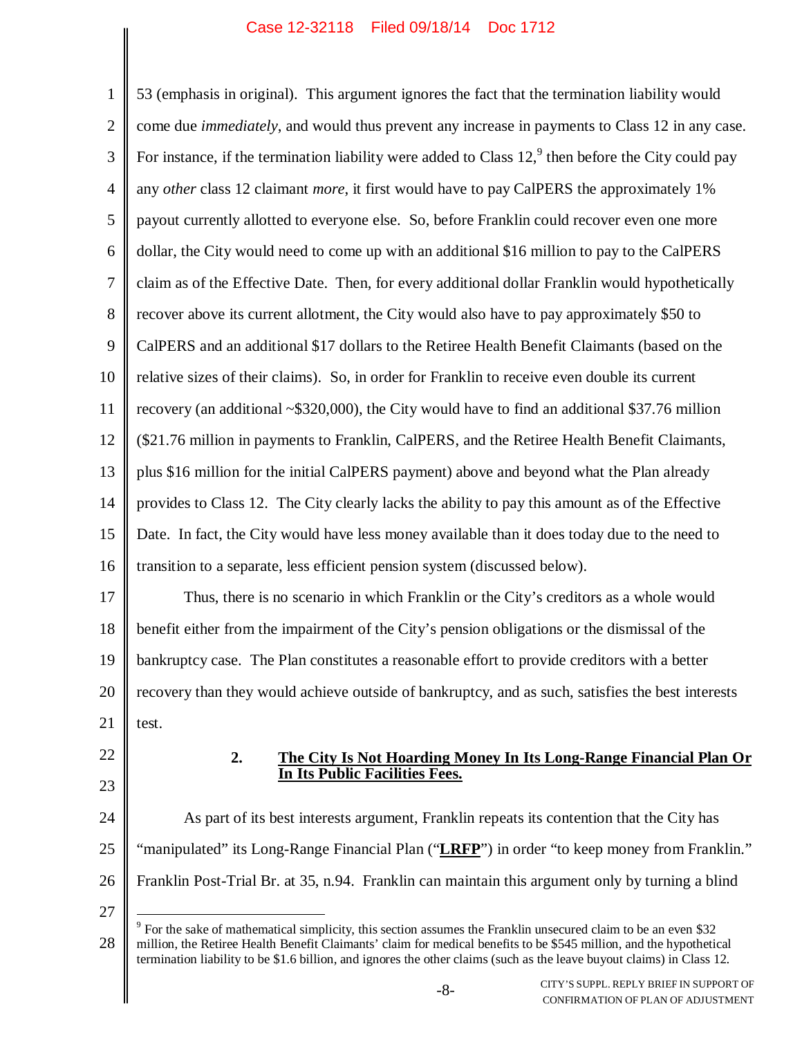53 (emphasis in original). This argument ignores the fact that the termination liability would come due *immediately*, and would thus prevent any increase in payments to Class 12 in any case. For instance, if the termination liability were added to Class 12,[9] then before the City could pay any *other* class 12 claimant *more*, it first would have to pay CalPERS the approximately 1% payout currently allotted to everyone else. So, before Franklin could recover even one more dollar, the City would need to come up with an additional $16 million to pay to the CalPERS claim as of the Effective Date. Then, for every additional dollar Franklin would hypothetically recover above its current allotment, the City would also have to pay approximately $50 to CalPERS and an additional $17 dollars to the Retiree Health Benefit Claimants (based on the relative sizes of their claims). So, in order for Franklin to receive even double its current recovery (an additional ~$320,000), the City would have to find an additional $37.76 million ($21.76 million in payments to Franklin, CalPERS, and the Retiree Health Benefit Claimants, plus $16 million for the initial CalPERS payment) above and beyond what the Plan already provides to Class 12. The City clearly lacks the ability to pay this amount as of the Effective Date. In fact, the City would have less money available than it does today due to the need to transition to a separate, less efficient pension system (discussed below).

Thus, there is no scenario in which Franklin or the City's creditors as a whole would benefit either from the impairment of the City's pension obligations or the dismissal of the bankruptcy case. The Plan constitutes a reasonable effort to provide creditors with a better recovery than they would achieve outside of bankruptcy, and as such, satisfies the best interests test.

### 2. <u>**The City Is Not Hoarding Money In Its Long-Range Financial Plan Or In Its Public Facilities Fees.**</u>

As part of its best interests argument, Franklin repeats its contention that the City has "manipulated" its Long-Range Financial Plan ("<u>**LRFP**</u>") in order "to keep money from Franklin." Franklin Post-Trial Br. at 35, n.94. Franklin can maintain this argument only by turning a blind

[9] For the sake of mathematical simplicity, this section assumes the Franklin unsecured claim to be an even $32 million, the Retiree Health Benefit Claimants' claim for medical benefits to be $545 million, and the hypothetical termination liability to be $1.6 billion, and ignores the other claims (such as the leave buyout claims) in Class 12.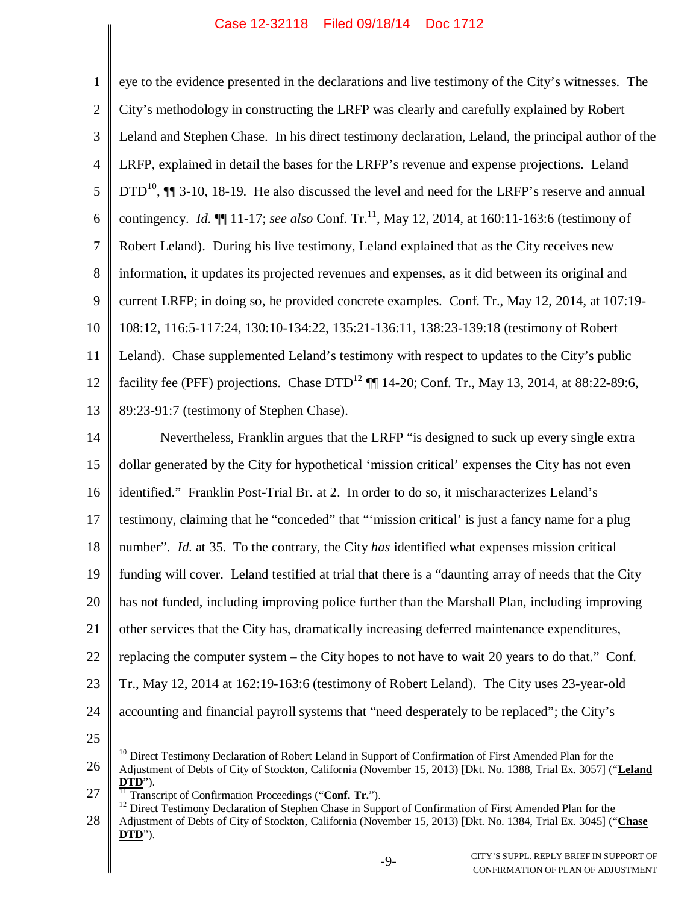eye to the evidence presented in the declarations and live testimony of the City's witnesses. The City's methodology in constructing the LRFP was clearly and carefully explained by Robert Leland and Stephen Chase. In his direct testimony declaration, Leland, the principal author of the LRFP, explained in detail the bases for the LRFP's revenue and expense projections. Leland DTD[10], ¶¶ 3-10, 18-19. He also discussed the level and need for the LRFP's reserve and annual contingency. *Id.* ¶¶ 11-17; *see also* Conf. Tr.[11], May 12, 2014, at 160:11-163:6 (testimony of Robert Leland). During his live testimony, Leland explained that as the City receives new information, it updates its projected revenues and expenses, as it did between its original and current LRFP; in doing so, he provided concrete examples. Conf. Tr., May 12, 2014, at 107:19-108:12, 116:5-117:24, 130:10-134:22, 135:21-136:11, 138:23-139:18 (testimony of Robert Leland). Chase supplemented Leland's testimony with respect to updates to the City's public facility fee (PFF) projections. Chase DTD[12] ¶¶ 14-20; Conf. Tr., May 13, 2014, at 88:22-89:6, 89:23-91:7 (testimony of Stephen Chase).

Nevertheless, Franklin argues that the LRFP "is designed to suck up every single extra dollar generated by the City for hypothetical 'mission critical' expenses the City has not even identified." Franklin Post-Trial Br. at 2. In order to do so, it mischaracterizes Leland's testimony, claiming that he "conceded" that "'mission critical' is just a fancy name for a plug number". *Id.* at 35. To the contrary, the City *has* identified what expenses mission critical funding will cover. Leland testified at trial that there is a "daunting array of needs that the City has not funded, including improving police further than the Marshall Plan, including improving other services that the City has, dramatically increasing deferred maintenance expenditures, replacing the computer system – the City hopes to not have to wait 20 years to do that." Conf. Tr., May 12, 2014 at 162:19-163:6 (testimony of Robert Leland). The City uses 23-year-old accounting and financial payroll systems that "need desperately to be replaced"; the City's

---

[10] Direct Testimony Declaration of Robert Leland in Support of Confirmation of First Amended Plan for the Adjustment of Debts of City of Stockton, California (November 15, 2013) [Dkt. No. 1388, Trial Ex. 3057] ("**Leland DTD**").

[11] Transcript of Confirmation Proceedings ("**Conf. Tr.**").

[12] Direct Testimony Declaration of Stephen Chase in Support of Confirmation of First Amended Plan for the Adjustment of Debts of City of Stockton, California (November 15, 2013) [Dkt. No. 1384, Trial Ex. 3045] ("**Chase DTD**").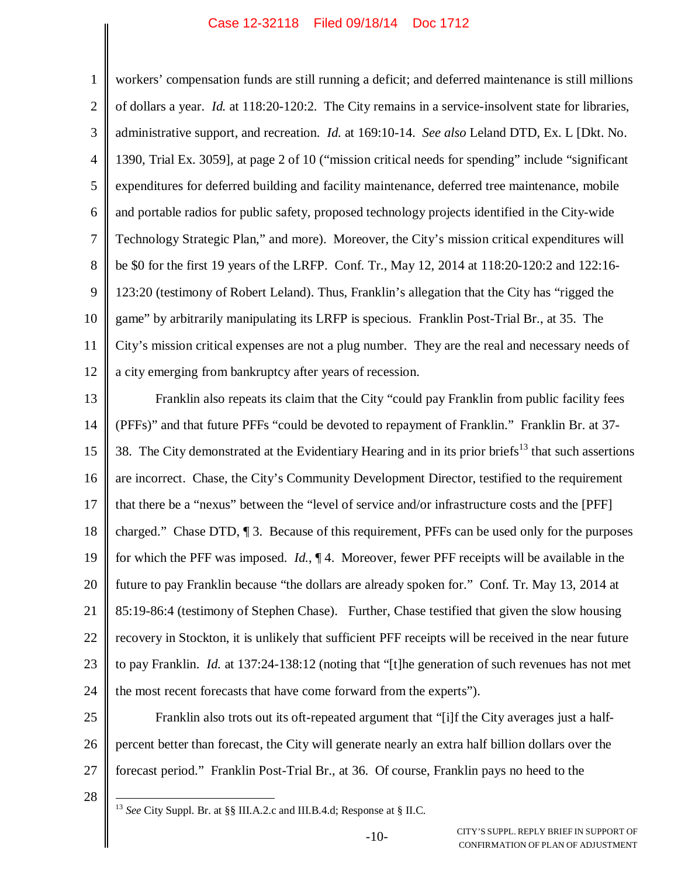workers' compensation funds are still running a deficit; and deferred maintenance is still millions of dollars a year. *Id.* at 118:20-120:2. The City remains in a service-insolvent state for libraries, administrative support, and recreation. *Id.* at 169:10-14. *See also* Leland DTD, Ex. L [Dkt. No. 1390, Trial Ex. 3059], at page 2 of 10 ("mission critical needs for spending" include "significant expenditures for deferred building and facility maintenance, deferred tree maintenance, mobile and portable radios for public safety, proposed technology projects identified in the City-wide Technology Strategic Plan," and more). Moreover, the City's mission critical expenditures will be $0 for the first 19 years of the LRFP. Conf. Tr., May 12, 2014 at 118:20-120:2 and 122:16-123:20 (testimony of Robert Leland). Thus, Franklin's allegation that the City has "rigged the game" by arbitrarily manipulating its LRFP is specious. Franklin Post-Trial Br., at 35. The City's mission critical expenses are not a plug number. They are the real and necessary needs of a city emerging from bankruptcy after years of recession.

Franklin also repeats its claim that the City "could pay Franklin from public facility fees (PFFs)" and that future PFFs "could be devoted to repayment of Franklin." Franklin Br. at 37-38. The City demonstrated at the Evidentiary Hearing and in its prior briefs[13] that such assertions are incorrect. Chase, the City's Community Development Director, testified to the requirement that there be a "nexus" between the "level of service and/or infrastructure costs and the [PFF] charged." Chase DTD, ¶ 3. Because of this requirement, PFFs can be used only for the purposes for which the PFF was imposed. *Id.*, ¶ 4. Moreover, fewer PFF receipts will be available in the future to pay Franklin because "the dollars are already spoken for." Conf. Tr. May 13, 2014 at 85:19-86:4 (testimony of Stephen Chase). Further, Chase testified that given the slow housing recovery in Stockton, it is unlikely that sufficient PFF receipts will be received in the near future to pay Franklin. *Id.* at 137:24-138:12 (noting that "[t]he generation of such revenues has not met the most recent forecasts that have come forward from the experts").

Franklin also trots out its oft-repeated argument that "[i]f the City averages just a half-percent better than forecast, the City will generate nearly an extra half billion dollars over the forecast period." Franklin Post-Trial Br., at 36. Of course, Franklin pays no heed to the

[13] *See* City Suppl. Br. at §§ III.A.2.c and III.B.4.d; Response at § II.C.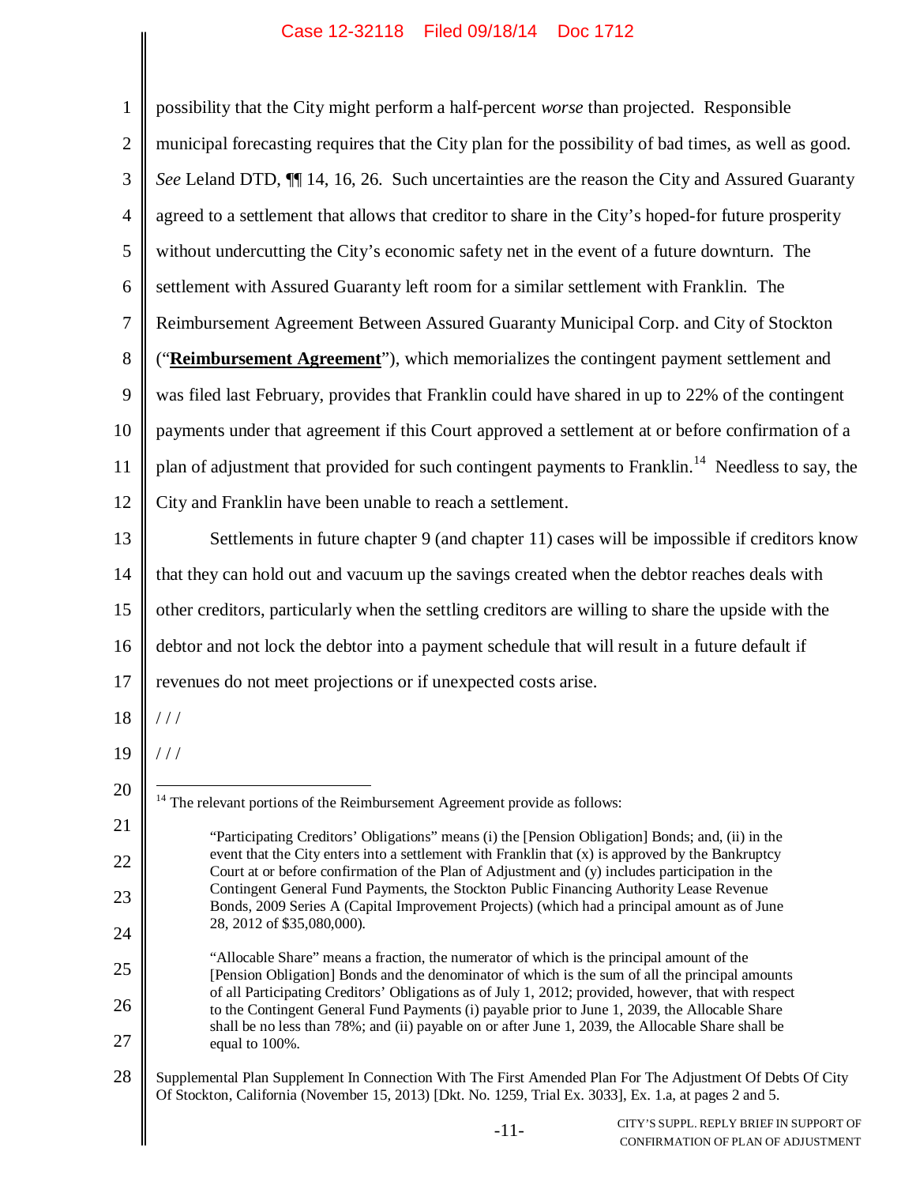possibility that the City might perform a half-percent *worse* than projected. Responsible municipal forecasting requires that the City plan for the possibility of bad times, as well as good. *See* Leland DTD, ¶¶ 14, 16, 26. Such uncertainties are the reason the City and Assured Guaranty agreed to a settlement that allows that creditor to share in the City's hoped-for future prosperity without undercutting the City's economic safety net in the event of a future downturn. The settlement with Assured Guaranty left room for a similar settlement with Franklin. The Reimbursement Agreement Between Assured Guaranty Municipal Corp. and City of Stockton ("**Reimbursement Agreement**"), which memorializes the contingent payment settlement and was filed last February, provides that Franklin could have shared in up to 22% of the contingent payments under that agreement if this Court approved a settlement at or before confirmation of a plan of adjustment that provided for such contingent payments to Franklin.[14] Needless to say, the City and Franklin have been unable to reach a settlement.

Settlements in future chapter 9 (and chapter 11) cases will be impossible if creditors know that they can hold out and vacuum up the savings created when the debtor reaches deals with other creditors, particularly when the settling creditors are willing to share the upside with the debtor and not lock the debtor into a payment schedule that will result in a future default if revenues do not meet projections or if unexpected costs arise.

/ / /

/ / /

---

[14] The relevant portions of the Reimbursement Agreement provide as follows:

> "Participating Creditors' Obligations" means (i) the [Pension Obligation] Bonds; and, (ii) in the event that the City enters into a settlement with Franklin that (x) is approved by the Bankruptcy Court at or before confirmation of the Plan of Adjustment and (y) includes participation in the Contingent General Fund Payments, the Stockton Public Financing Authority Lease Revenue Bonds, 2009 Series A (Capital Improvement Projects) (which had a principal amount as of June 28, 2012 of $35,080,000).
>
> "Allocable Share" means a fraction, the numerator of which is the principal amount of the [Pension Obligation] Bonds and the denominator of which is the sum of all the principal amounts of all Participating Creditors' Obligations as of July 1, 2012; provided, however, that with respect to the Contingent General Fund Payments (i) payable prior to June 1, 2039, the Allocable Share shall be no less than 78%; and (ii) payable on or after June 1, 2039, the Allocable Share shall be equal to 100%.

Supplemental Plan Supplement In Connection With The First Amended Plan For The Adjustment Of Debts Of City Of Stockton, California (November 15, 2013) [Dkt. No. 1259, Trial Ex. 3033], Ex. 1.a, at pages 2 and 5.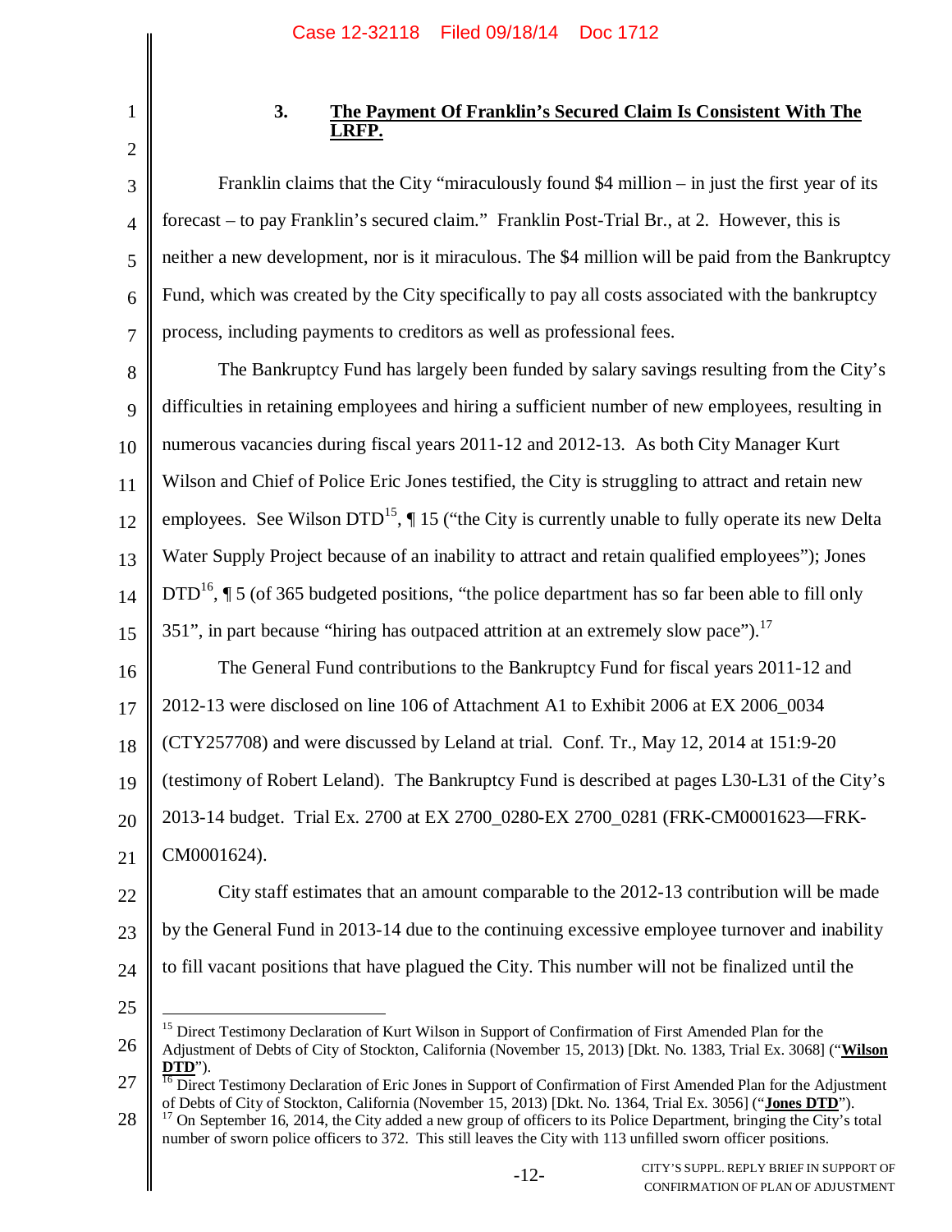### 3. The Payment Of Franklin's Secured Claim Is Consistent With The LRFP.

Franklin claims that the City "miraculously found $4 million – in just the first year of its forecast – to pay Franklin's secured claim." Franklin Post-Trial Br., at 2. However, this is neither a new development, nor is it miraculous. The $4 million will be paid from the Bankruptcy Fund, which was created by the City specifically to pay all costs associated with the bankruptcy process, including payments to creditors as well as professional fees.

The Bankruptcy Fund has largely been funded by salary savings resulting from the City's difficulties in retaining employees and hiring a sufficient number of new employees, resulting in numerous vacancies during fiscal years 2011-12 and 2012-13. As both City Manager Kurt Wilson and Chief of Police Eric Jones testified, the City is struggling to attract and retain new employees. See Wilson DTD[15], ¶ 15 ("the City is currently unable to fully operate its new Delta Water Supply Project because of an inability to attract and retain qualified employees"); Jones DTD[16], ¶ 5 (of 365 budgeted positions, "the police department has so far been able to fill only 351", in part because "hiring has outpaced attrition at an extremely slow pace").[17]

The General Fund contributions to the Bankruptcy Fund for fiscal years 2011-12 and 2012-13 were disclosed on line 106 of Attachment A1 to Exhibit 2006 at EX 2006_0034 (CTY257708) and were discussed by Leland at trial. Conf. Tr., May 12, 2014 at 151:9-20 (testimony of Robert Leland). The Bankruptcy Fund is described at pages L30-L31 of the City's 2013-14 budget. Trial Ex. 2700 at EX 2700_0280-EX 2700_0281 (FRK-CM0001623—FRK-CM0001624).

City staff estimates that an amount comparable to the 2012-13 contribution will be made by the General Fund in 2013-14 due to the continuing excessive employee turnover and inability to fill vacant positions that have plagued the City. This number will not be finalized until the

---

[15] Direct Testimony Declaration of Kurt Wilson in Support of Confirmation of First Amended Plan for the Adjustment of Debts of City of Stockton, California (November 15, 2013) [Dkt. No. 1383, Trial Ex. 3068] ("**Wilson DTD**").

[16] Direct Testimony Declaration of Eric Jones in Support of Confirmation of First Amended Plan for the Adjustment of Debts of City of Stockton, California (November 15, 2013) [Dkt. No. 1364, Trial Ex. 3056] ("**Jones DTD**").

[17] On September 16, 2014, the City added a new group of officers to its Police Department, bringing the City's total number of sworn police officers to 372. This still leaves the City with 113 unfilled sworn officer positions.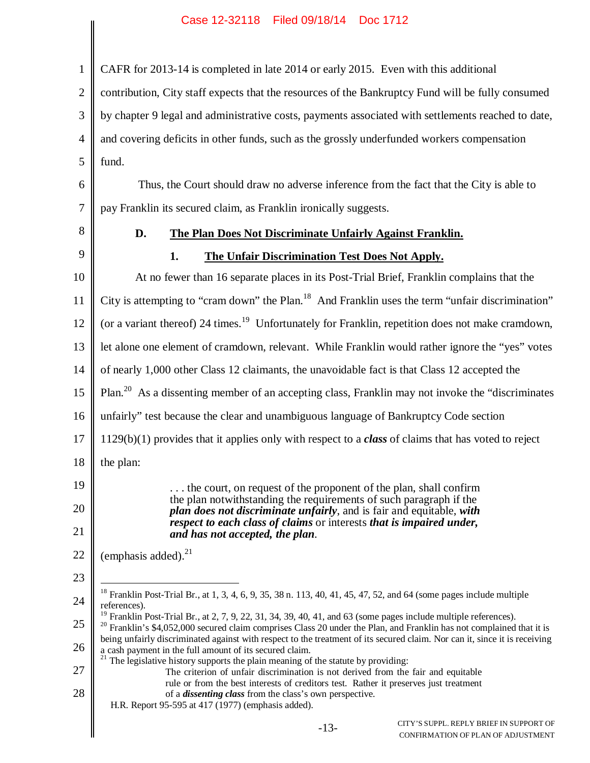CAFR for 2013-14 is completed in late 2014 or early 2015. Even with this additional contribution, City staff expects that the resources of the Bankruptcy Fund will be fully consumed by chapter 9 legal and administrative costs, payments associated with settlements reached to date, and covering deficits in other funds, such as the grossly underfunded workers compensation fund.

Thus, the Court should draw no adverse inference from the fact that the City is able to pay Franklin its secured claim, as Franklin ironically suggests.

### D. The Plan Does Not Discriminate Unfairly Against Franklin.

#### 1. The Unfair Discrimination Test Does Not Apply.

At no fewer than 16 separate places in its Post-Trial Brief, Franklin complains that the City is attempting to "cram down" the Plan.[18] And Franklin uses the term "unfair discrimination" (or a variant thereof) 24 times.[19] Unfortunately for Franklin, repetition does not make cramdown, let alone one element of cramdown, relevant. While Franklin would rather ignore the "yes" votes of nearly 1,000 other Class 12 claimants, the unavoidable fact is that Class 12 accepted the Plan.[20] As a dissenting member of an accepting class, Franklin may not invoke the "discriminates unfairly" test because the clear and unambiguous language of Bankruptcy Code section 1129(b)(1) provides that it applies only with respect to a ***class*** of claims that has voted to reject the plan:

> . . . the court, on request of the proponent of the plan, shall confirm the plan notwithstanding the requirements of such paragraph if the ***plan does not discriminate unfairly***, and is fair and equitable, ***with respect to each class of claims*** or interests ***that is impaired under, and has not accepted, the plan***.

(emphasis added).[21]

---

[18] Franklin Post-Trial Br., at 1, 3, 4, 6, 9, 35, 38 n. 113, 40, 41, 45, 47, 52, and 64 (some pages include multiple references).

[19] Franklin Post-Trial Br., at 2, 7, 9, 22, 31, 34, 39, 40, 41, and 63 (some pages include multiple references).

[20] Franklin's $4,052,000 secured claim comprises Class 20 under the Plan, and Franklin has not complained that it is being unfairly discriminated against with respect to the treatment of its secured claim. Nor can it, since it is receiving a cash payment in the full amount of its secured claim.

[21] The legislative history supports the plain meaning of the statute by providing:

> The criterion of unfair discrimination is not derived from the fair and equitable rule or from the best interests of creditors test. Rather it preserves just treatment of a ***dissenting class*** from the class's own perspective.

H.R. Report 95-595 at 417 (1977) (emphasis added).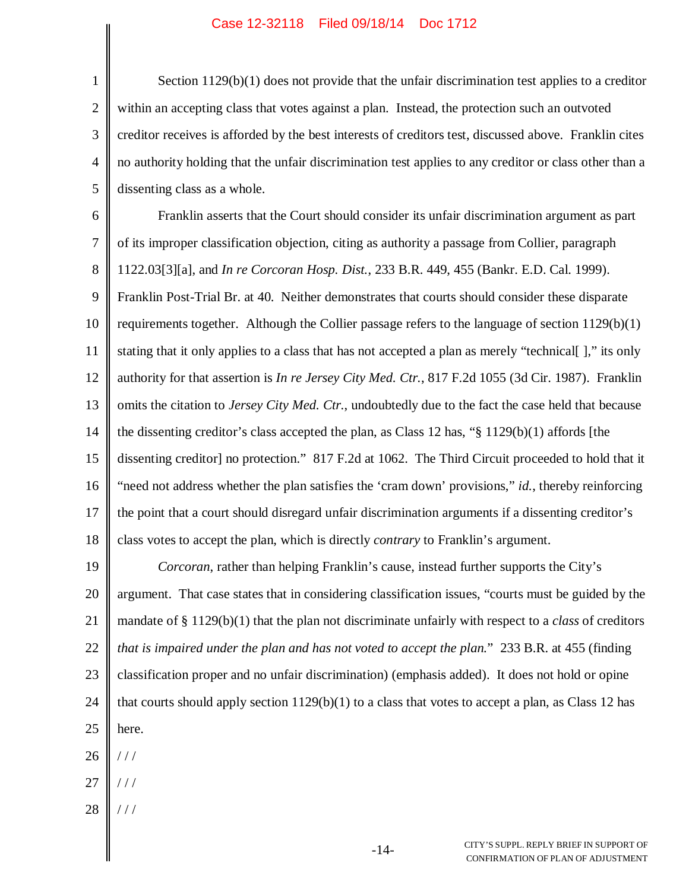Section 1129(b)(1) does not provide that the unfair discrimination test applies to a creditor within an accepting class that votes against a plan. Instead, the protection such an outvoted creditor receives is afforded by the best interests of creditors test, discussed above. Franklin cites no authority holding that the unfair discrimination test applies to any creditor or class other than a dissenting class as a whole.

Franklin asserts that the Court should consider its unfair discrimination argument as part of its improper classification objection, citing as authority a passage from Collier, paragraph 1122.03[3][a], and *In re Corcoran Hosp. Dist.*, 233 B.R. 449, 455 (Bankr. E.D. Cal. 1999). Franklin Post-Trial Br. at 40. Neither demonstrates that courts should consider these disparate requirements together. Although the Collier passage refers to the language of section 1129(b)(1) stating that it only applies to a class that has not accepted a plan as merely "technical[ ]," its only authority for that assertion is *In re Jersey City Med. Ctr.*, 817 F.2d 1055 (3d Cir. 1987). Franklin omits the citation to *Jersey City Med. Ctr.*, undoubtedly due to the fact the case held that because the dissenting creditor's class accepted the plan, as Class 12 has, "§ 1129(b)(1) affords [the dissenting creditor] no protection." 817 F.2d at 1062. The Third Circuit proceeded to hold that it "need not address whether the plan satisfies the 'cram down' provisions," *id.*, thereby reinforcing the point that a court should disregard unfair discrimination arguments if a dissenting creditor's class votes to accept the plan, which is directly *contrary* to Franklin's argument.

*Corcoran*, rather than helping Franklin's cause, instead further supports the City's argument. That case states that in considering classification issues, "courts must be guided by the mandate of § 1129(b)(1) that the plan not discriminate unfairly with respect to a *class* of creditors *that is impaired under the plan and has not voted to accept the plan.*" 233 B.R. at 455 (finding classification proper and no unfair discrimination) (emphasis added). It does not hold or opine that courts should apply section 1129(b)(1) to a class that votes to accept a plan, as Class 12 has here.

/ / /

/ / /

/ / /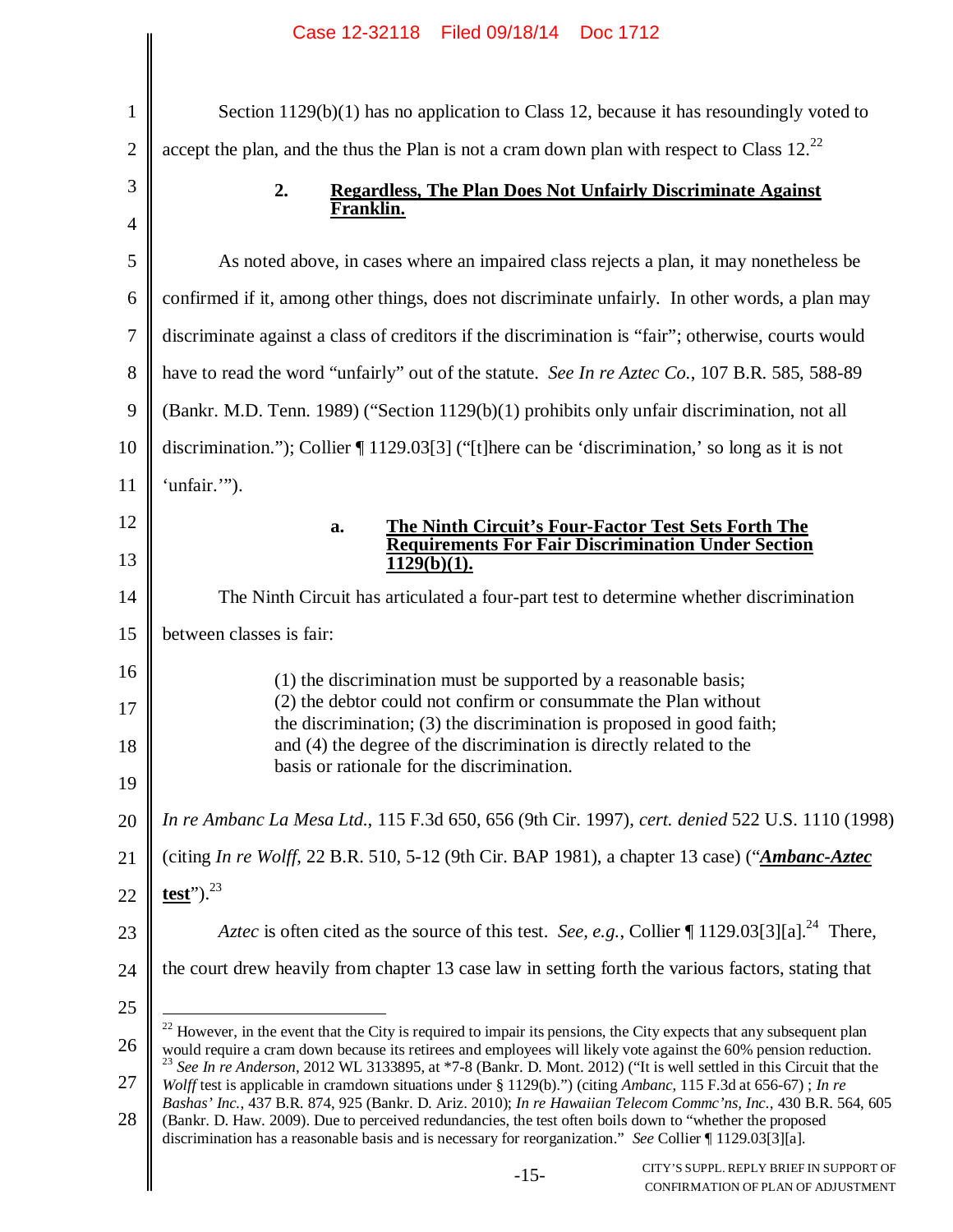Section 1129(b)(1) has no application to Class 12, because it has resoundingly voted to accept the plan, and the thus the Plan is not a cram down plan with respect to Class 12.[22]

### 2. Regardless, The Plan Does Not Unfairly Discriminate Against Franklin.

As noted above, in cases where an impaired class rejects a plan, it may nonetheless be confirmed if it, among other things, does not discriminate unfairly. In other words, a plan may discriminate against a class of creditors if the discrimination is "fair"; otherwise, courts would have to read the word "unfairly" out of the statute. *See In re Aztec Co.*, 107 B.R. 585, 588-89 (Bankr. M.D. Tenn. 1989) ("Section 1129(b)(1) prohibits only unfair discrimination, not all discrimination."); Collier ¶ 1129.03[3] ("[t]here can be 'discrimination,' so long as it is not 'unfair.'").

#### a. The Ninth Circuit's Four-Factor Test Sets Forth The Requirements For Fair Discrimination Under Section 1129(b)(1).

The Ninth Circuit has articulated a four-part test to determine whether discrimination between classes is fair:

> (1) the discrimination must be supported by a reasonable basis; (2) the debtor could not confirm or consummate the Plan without the discrimination; (3) the discrimination is proposed in good faith; and (4) the degree of the discrimination is directly related to the basis or rationale for the discrimination.

*In re Ambanc La Mesa Ltd.*, 115 F.3d 650, 656 (9th Cir. 1997), *cert. denied* 522 U.S. 1110 (1998) (citing *In re Wolff*, 22 B.R. 510, 5-12 (9th Cir. BAP 1981), a chapter 13 case) ("***Ambanc-Aztec* test**").[23]

*Aztec* is often cited as the source of this test. *See, e.g.*, Collier ¶ 1129.03[3][a].[24] There, the court drew heavily from chapter 13 case law in setting forth the various factors, stating that

---

[22] However, in the event that the City is required to impair its pensions, the City expects that any subsequent plan would require a cram down because its retirees and employees will likely vote against the 60% pension reduction.

[23] *See In re Anderson*, 2012 WL 3133895, at *7-8 (Bankr. D. Mont. 2012) ("It is well settled in this Circuit that the *Wolff* test is applicable in cramdown situations under § 1129(b).") (citing *Ambanc*, 115 F.3d at 656-67) ; *In re Bashas' Inc.*, 437 B.R. 874, 925 (Bankr. D. Ariz. 2010); *In re Hawaiian Telecom Commc'ns, Inc.*, 430 B.R. 564, 605 (Bankr. D. Haw. 2009). Due to perceived redundancies, the test often boils down to "whether the proposed discrimination has a reasonable basis and is necessary for reorganization." *See* Collier ¶ 1129.03[3][a].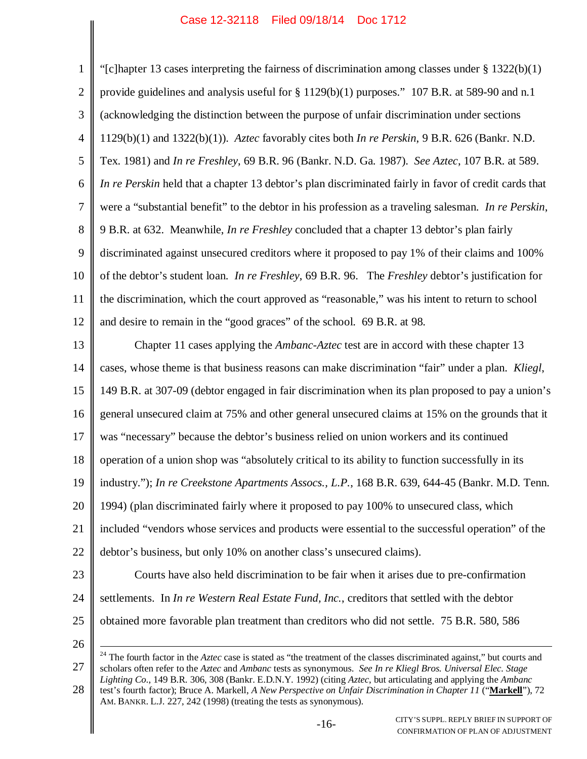"[c]hapter 13 cases interpreting the fairness of discrimination among classes under § 1322(b)(1) provide guidelines and analysis useful for § 1129(b)(1) purposes." 107 B.R. at 589-90 and n.1 (acknowledging the distinction between the purpose of unfair discrimination under sections 1129(b)(1) and 1322(b)(1)). *Aztec* favorably cites both *In re Perskin*, 9 B.R. 626 (Bankr. N.D. Tex. 1981) and *In re Freshley*, 69 B.R. 96 (Bankr. N.D. Ga. 1987). *See Aztec*, 107 B.R. at 589. *In re Perskin* held that a chapter 13 debtor's plan discriminated fairly in favor of credit cards that were a "substantial benefit" to the debtor in his profession as a traveling salesman. *In re Perskin*, 9 B.R. at 632. Meanwhile, *In re Freshley* concluded that a chapter 13 debtor's plan fairly discriminated against unsecured creditors where it proposed to pay 1% of their claims and 100% of the debtor's student loan. *In re Freshley*, 69 B.R. 96. The *Freshley* debtor's justification for the discrimination, which the court approved as "reasonable," was his intent to return to school and desire to remain in the "good graces" of the school. 69 B.R. at 98.

Chapter 11 cases applying the *Ambanc-Aztec* test are in accord with these chapter 13 cases, whose theme is that business reasons can make discrimination "fair" under a plan. *Kliegl*, 149 B.R. at 307-09 (debtor engaged in fair discrimination when its plan proposed to pay a union's general unsecured claim at 75% and other general unsecured claims at 15% on the grounds that it was "necessary" because the debtor's business relied on union workers and its continued operation of a union shop was "absolutely critical to its ability to function successfully in its industry."); *In re Creekstone Apartments Assocs., L.P.*, 168 B.R. 639, 644-45 (Bankr. M.D. Tenn. 1994) (plan discriminated fairly where it proposed to pay 100% to unsecured class, which included "vendors whose services and products were essential to the successful operation" of the debtor's business, but only 10% on another class's unsecured claims).

Courts have also held discrimination to be fair when it arises due to pre-confirmation settlements. In *In re Western Real Estate Fund, Inc.*, creditors that settled with the debtor obtained more favorable plan treatment than creditors who did not settle. 75 B.R. 580, 586

---

[24] The fourth factor in the *Aztec* case is stated as "the treatment of the classes discriminated against," but courts and scholars often refer to the *Aztec* and *Ambanc* tests as synonymous. *See In re Kliegl Bros. Universal Elec. Stage Lighting Co.*, 149 B.R. 306, 308 (Bankr. E.D.N.Y. 1992) (citing *Aztec*, but articulating and applying the *Ambanc* test's fourth factor); Bruce A. Markell, *A New Perspective on Unfair Discrimination in Chapter 11* ("**Markell**"), 72 AM. BANKR. L.J. 227, 242 (1998) (treating the tests as synonymous).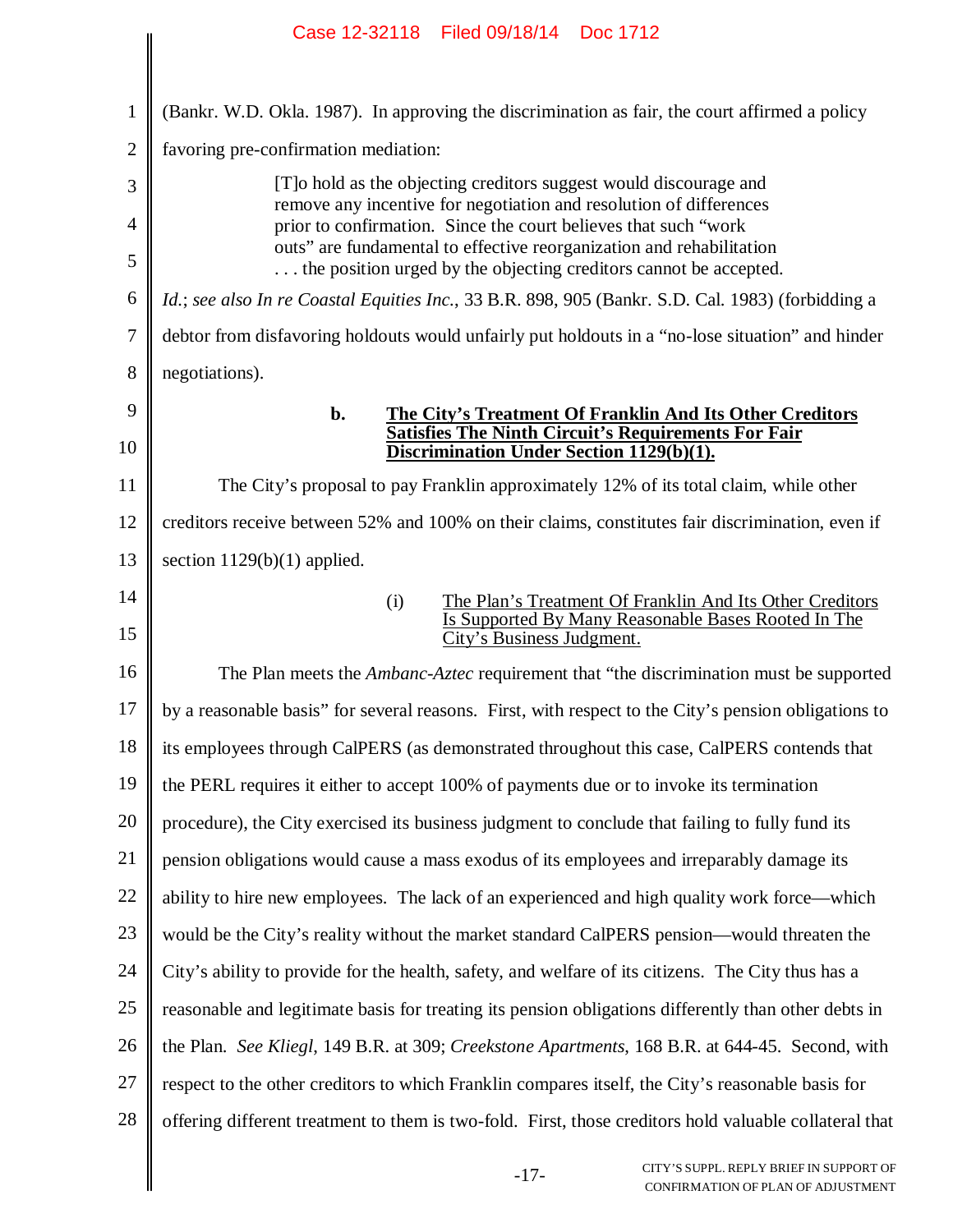(Bankr. W.D. Okla. 1987). In approving the discrimination as fair, the court affirmed a policy favoring pre-confirmation mediation:

> [T]o hold as the objecting creditors suggest would discourage and remove any incentive for negotiation and resolution of differences prior to confirmation. Since the court believes that such "work outs" are fundamental to effective reorganization and rehabilitation . . . the position urged by the objecting creditors cannot be accepted.

*Id.*; *see also In re Coastal Equities Inc.*, 33 B.R. 898, 905 (Bankr. S.D. Cal. 1983) (forbidding a debtor from disfavoring holdouts would unfairly put holdouts in a "no-lose situation" and hinder negotiations).

#### b. The City's Treatment Of Franklin And Its Other Creditors Satisfies The Ninth Circuit's Requirements For Fair Discrimination Under Section 1129(b)(1).

The City's proposal to pay Franklin approximately 12% of its total claim, while other creditors receive between 52% and 100% on their claims, constitutes fair discrimination, even if section 1129(b)(1) applied.

##### (i) The Plan's Treatment Of Franklin And Its Other Creditors Is Supported By Many Reasonable Bases Rooted In The City's Business Judgment.

The Plan meets the *Ambanc-Aztec* requirement that "the discrimination must be supported by a reasonable basis" for several reasons. First, with respect to the City's pension obligations to its employees through CalPERS (as demonstrated throughout this case, CalPERS contends that the PERL requires it either to accept 100% of payments due or to invoke its termination procedure), the City exercised its business judgment to conclude that failing to fully fund its pension obligations would cause a mass exodus of its employees and irreparably damage its ability to hire new employees. The lack of an experienced and high quality work force—which would be the City's reality without the market standard CalPERS pension—would threaten the City's ability to provide for the health, safety, and welfare of its citizens. The City thus has a reasonable and legitimate basis for treating its pension obligations differently than other debts in the Plan. *See Kliegl*, 149 B.R. at 309; *Creekstone Apartments*, 168 B.R. at 644-45. Second, with respect to the other creditors to which Franklin compares itself, the City's reasonable basis for offering different treatment to them is two-fold. First, those creditors hold valuable collateral that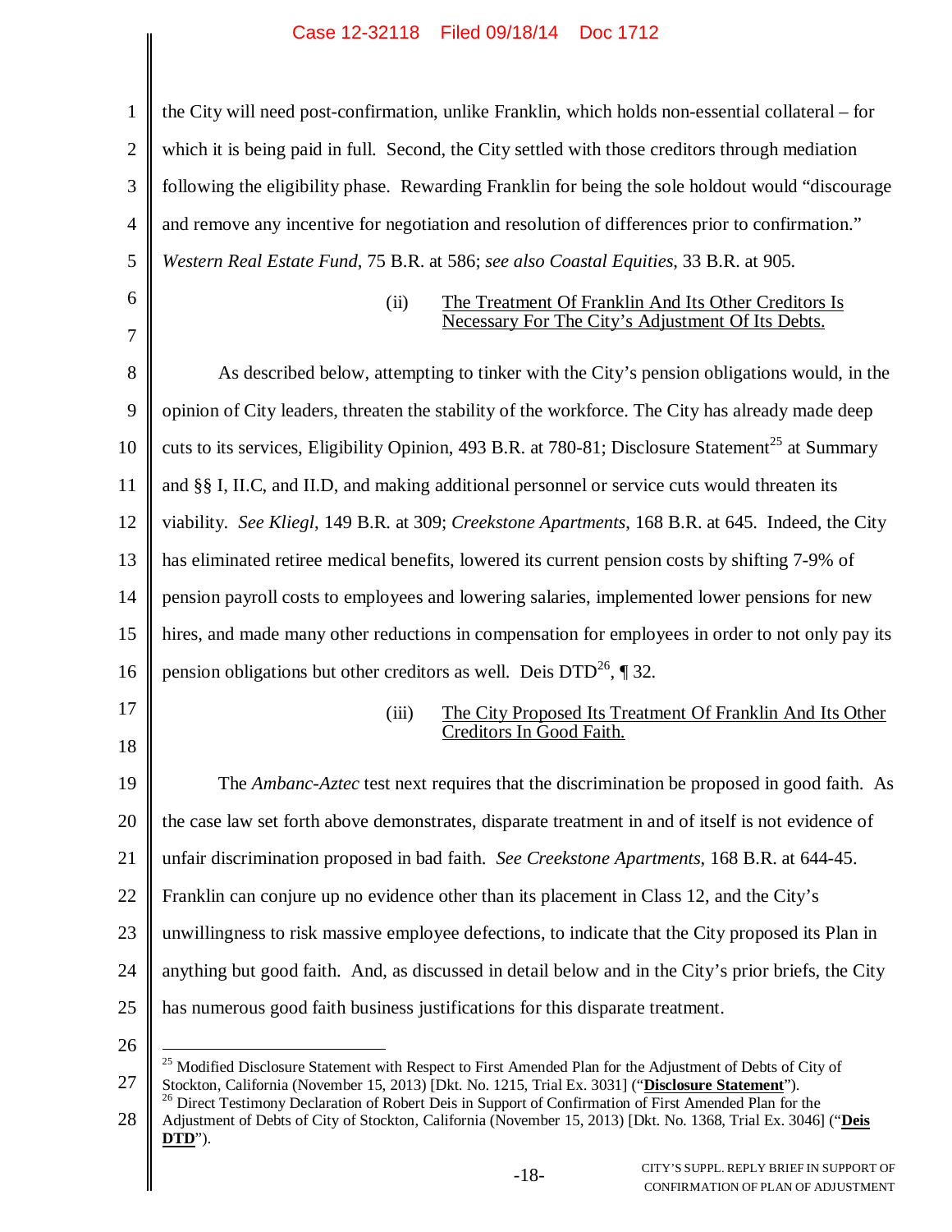the City will need post-confirmation, unlike Franklin, which holds non-essential collateral – for which it is being paid in full. Second, the City settled with those creditors through mediation following the eligibility phase. Rewarding Franklin for being the sole holdout would "discourage and remove any incentive for negotiation and resolution of differences prior to confirmation." *Western Real Estate Fund*, 75 B.R. at 586; *see also Coastal Equities*, 33 B.R. at 905.

(ii) The Treatment Of Franklin And Its Other Creditors Is Necessary For The City's Adjustment Of Its Debts.

As described below, attempting to tinker with the City's pension obligations would, in the opinion of City leaders, threaten the stability of the workforce. The City has already made deep cuts to its services, Eligibility Opinion, 493 B.R. at 780-81; Disclosure Statement[25] at Summary and §§ I, II.C, and II.D, and making additional personnel or service cuts would threaten its viability. *See Kliegl*, 149 B.R. at 309; *Creekstone Apartments*, 168 B.R. at 645. Indeed, the City has eliminated retiree medical benefits, lowered its current pension costs by shifting 7-9% of pension payroll costs to employees and lowering salaries, implemented lower pensions for new hires, and made many other reductions in compensation for employees in order to not only pay its pension obligations but other creditors as well. Deis DTD[26], ¶ 32.

(iii) The City Proposed Its Treatment Of Franklin And Its Other Creditors In Good Faith.

The *Ambanc-Aztec* test next requires that the discrimination be proposed in good faith. As the case law set forth above demonstrates, disparate treatment in and of itself is not evidence of unfair discrimination proposed in bad faith. *See Creekstone Apartments*, 168 B.R. at 644-45. Franklin can conjure up no evidence other than its placement in Class 12, and the City's unwillingness to risk massive employee defections, to indicate that the City proposed its Plan in anything but good faith. And, as discussed in detail below and in the City's prior briefs, the City has numerous good faith business justifications for this disparate treatment.

---

[25] Modified Disclosure Statement with Respect to First Amended Plan for the Adjustment of Debts of City of Stockton, California (November 15, 2013) [Dkt. No. 1215, Trial Ex. 3031] ("**Disclosure Statement**").

[26] Direct Testimony Declaration of Robert Deis in Support of Confirmation of First Amended Plan for the Adjustment of Debts of City of Stockton, California (November 15, 2013) [Dkt. No. 1368, Trial Ex. 3046] ("**Deis DTD**").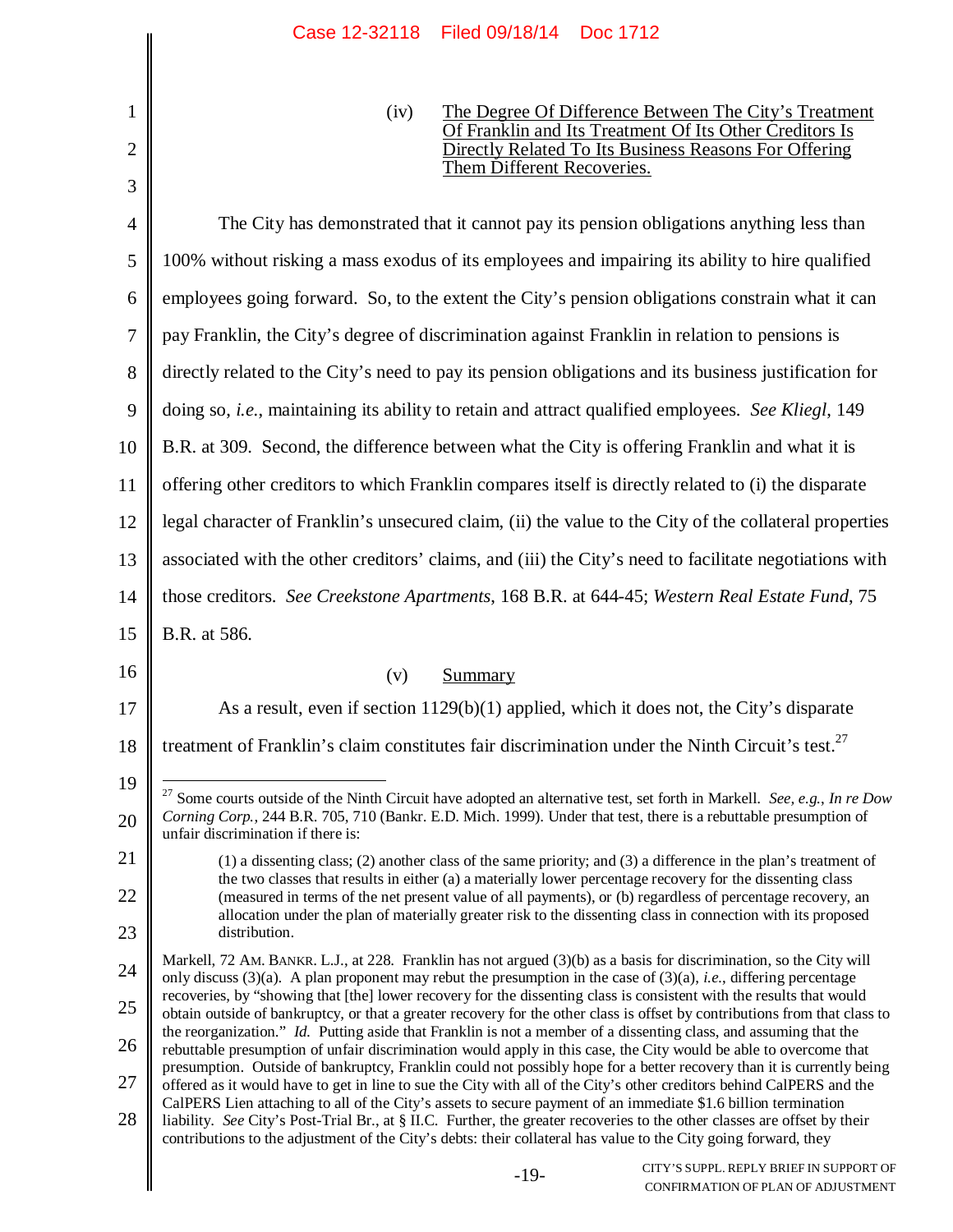(iv) <u>The Degree Of Difference Between The City's Treatment Of Franklin and Its Treatment Of Its Other Creditors Is Directly Related To Its Business Reasons For Offering Them Different Recoveries.</u>

The City has demonstrated that it cannot pay its pension obligations anything less than 100% without risking a mass exodus of its employees and impairing its ability to hire qualified employees going forward. So, to the extent the City's pension obligations constrain what it can pay Franklin, the City's degree of discrimination against Franklin in relation to pensions is directly related to the City's need to pay its pension obligations and its business justification for doing so, *i.e.*, maintaining its ability to retain and attract qualified employees. *See Kliegl*, 149 B.R. at 309. Second, the difference between what the City is offering Franklin and what it is offering other creditors to which Franklin compares itself is directly related to (i) the disparate legal character of Franklin's unsecured claim, (ii) the value to the City of the collateral properties associated with the other creditors' claims, and (iii) the City's need to facilitate negotiations with those creditors. *See Creekstone Apartments*, 168 B.R. at 644-45; *Western Real Estate Fund*, 75 B.R. at 586.

(v) <u>Summary</u>

As a result, even if section 1129(b)(1) applied, which it does not, the City's disparate treatment of Franklin's claim constitutes fair discrimination under the Ninth Circuit's test.[27]

---

[27] Some courts outside of the Ninth Circuit have adopted an alternative test, set forth in Markell. *See, e.g.*, *In re Dow Corning Corp.*, 244 B.R. 705, 710 (Bankr. E.D. Mich. 1999). Under that test, there is a rebuttable presumption of unfair discrimination if there is:

> (1) a dissenting class; (2) another class of the same priority; and (3) a difference in the plan's treatment of the two classes that results in either (a) a materially lower percentage recovery for the dissenting class (measured in terms of the net present value of all payments), or (b) regardless of percentage recovery, an allocation under the plan of materially greater risk to the dissenting class in connection with its proposed distribution.

Markell, 72 AM. BANKR. L.J., at 228. Franklin has not argued (3)(b) as a basis for discrimination, so the City will only discuss (3)(a). A plan proponent may rebut the presumption in the case of (3)(a), *i.e.*, differing percentage recoveries, by "showing that [the] lower recovery for the dissenting class is consistent with the results that would obtain outside of bankruptcy, or that a greater recovery for the other class is offset by contributions from that class to the reorganization." *Id.* Putting aside that Franklin is not a member of a dissenting class, and assuming that the rebuttable presumption of unfair discrimination would apply in this case, the City would be able to overcome that presumption. Outside of bankruptcy, Franklin could not possibly hope for a better recovery than it is currently being offered as it would have to get in line to sue the City with all of the City's other creditors behind CalPERS and the CalPERS Lien attaching to all of the City's assets to secure payment of an immediate $1.6 billion termination liability. *See* City's Post-Trial Br., at § II.C. Further, the greater recoveries to the other classes are offset by their contributions to the adjustment of the City's debts: their collateral has value to the City going forward, they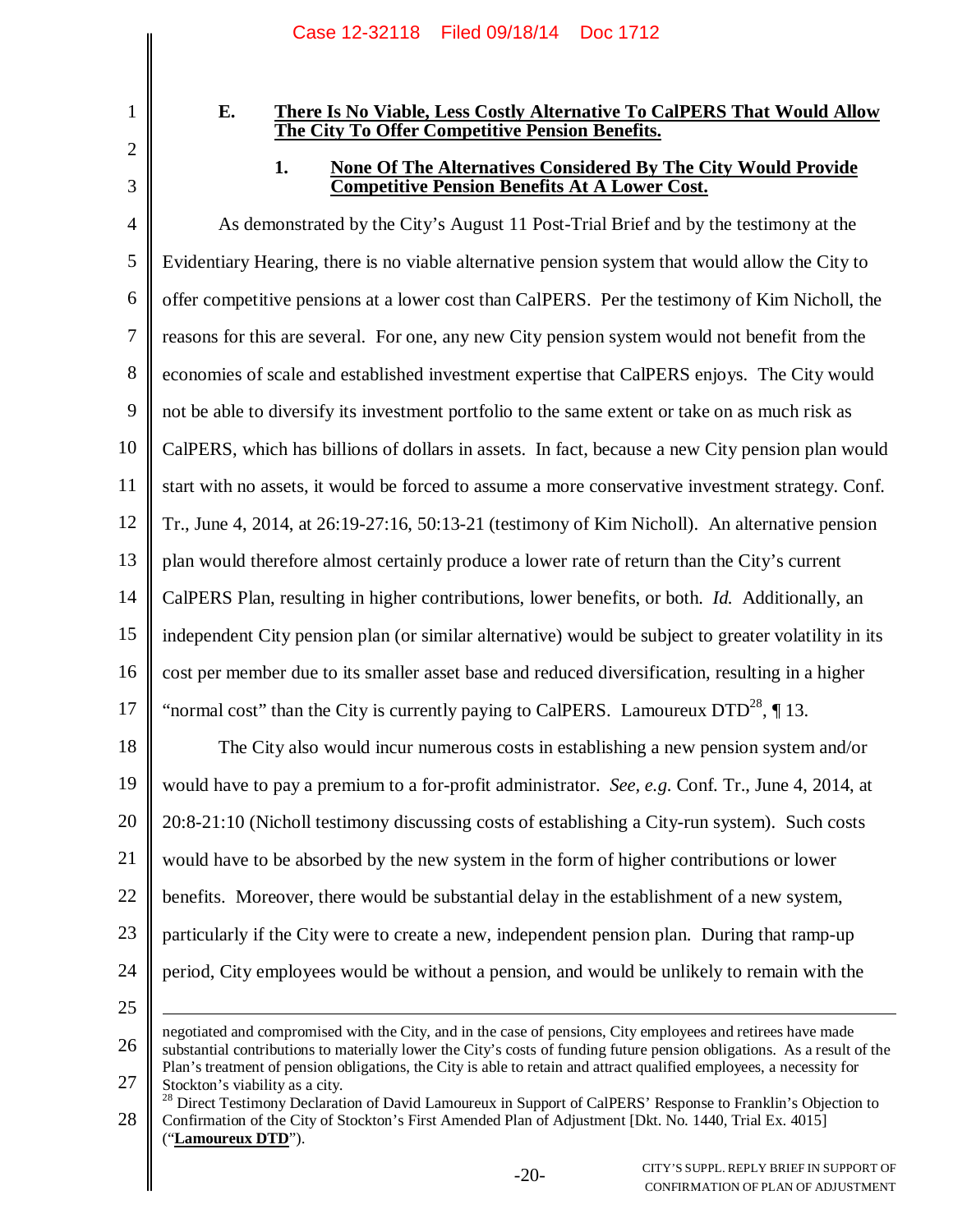### E. There Is No Viable, Less Costly Alternative To CalPERS That Would Allow The City To Offer Competitive Pension Benefits.

#### 1. None Of The Alternatives Considered By The City Would Provide Competitive Pension Benefits At A Lower Cost.

As demonstrated by the City's August 11 Post-Trial Brief and by the testimony at the Evidentiary Hearing, there is no viable alternative pension system that would allow the City to offer competitive pensions at a lower cost than CalPERS. Per the testimony of Kim Nicholl, the reasons for this are several. For one, any new City pension system would not benefit from the economies of scale and established investment expertise that CalPERS enjoys. The City would not be able to diversify its investment portfolio to the same extent or take on as much risk as CalPERS, which has billions of dollars in assets. In fact, because a new City pension plan would start with no assets, it would be forced to assume a more conservative investment strategy. Conf. Tr., June 4, 2014, at 26:19-27:16, 50:13-21 (testimony of Kim Nicholl). An alternative pension plan would therefore almost certainly produce a lower rate of return than the City's current CalPERS Plan, resulting in higher contributions, lower benefits, or both. *Id.* Additionally, an independent City pension plan (or similar alternative) would be subject to greater volatility in its cost per member due to its smaller asset base and reduced diversification, resulting in a higher "normal cost" than the City is currently paying to CalPERS. Lamoureux DTD[28], ¶ 13.

The City also would incur numerous costs in establishing a new pension system and/or would have to pay a premium to a for-profit administrator. *See, e.g.* Conf. Tr., June 4, 2014, at 20:8-21:10 (Nicholl testimony discussing costs of establishing a City-run system). Such costs would have to be absorbed by the new system in the form of higher contributions or lower benefits. Moreover, there would be substantial delay in the establishment of a new system, particularly if the City were to create a new, independent pension plan. During that ramp-up period, City employees would be without a pension, and would be unlikely to remain with the

---

negotiated and compromised with the City, and in the case of pensions, City employees and retirees have made substantial contributions to materially lower the City's costs of funding future pension obligations. As a result of the Plan's treatment of pension obligations, the City is able to retain and attract qualified employees, a necessity for Stockton's viability as a city.

[28] Direct Testimony Declaration of David Lamoureux in Support of CalPERS' Response to Franklin's Objection to Confirmation of the City of Stockton's First Amended Plan of Adjustment [Dkt. No. 1440, Trial Ex. 4015] ("**Lamoureux DTD**").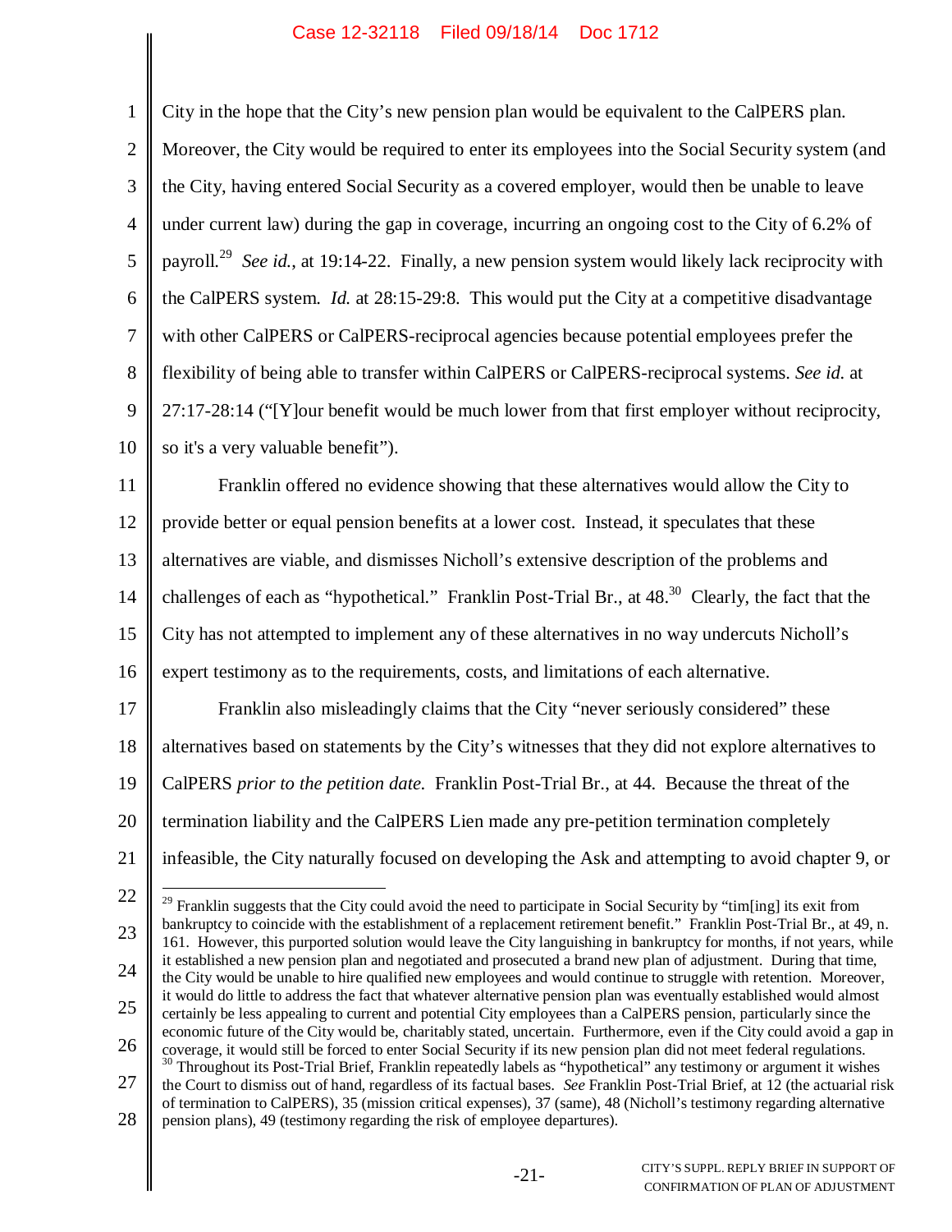City in the hope that the City's new pension plan would be equivalent to the CalPERS plan. Moreover, the City would be required to enter its employees into the Social Security system (and the City, having entered Social Security as a covered employer, would then be unable to leave under current law) during the gap in coverage, incurring an ongoing cost to the City of 6.2% of payroll.[29] *See id.*, at 19:14-22. Finally, a new pension system would likely lack reciprocity with the CalPERS system. *Id.* at 28:15-29:8. This would put the City at a competitive disadvantage with other CalPERS or CalPERS-reciprocal agencies because potential employees prefer the flexibility of being able to transfer within CalPERS or CalPERS-reciprocal systems. *See id.* at 27:17-28:14 ("[Y]our benefit would be much lower from that first employer without reciprocity, so it's a very valuable benefit").

Franklin offered no evidence showing that these alternatives would allow the City to provide better or equal pension benefits at a lower cost. Instead, it speculates that these alternatives are viable, and dismisses Nicholl's extensive description of the problems and challenges of each as "hypothetical." Franklin Post-Trial Br., at 48.[30] Clearly, the fact that the City has not attempted to implement any of these alternatives in no way undercuts Nicholl's expert testimony as to the requirements, costs, and limitations of each alternative.

Franklin also misleadingly claims that the City "never seriously considered" these alternatives based on statements by the City's witnesses that they did not explore alternatives to CalPERS *prior to the petition date.* Franklin Post-Trial Br., at 44. Because the threat of the termination liability and the CalPERS Lien made any pre-petition termination completely infeasible, the City naturally focused on developing the Ask and attempting to avoid chapter 9, or

---

[29] Franklin suggests that the City could avoid the need to participate in Social Security by "tim[ing] its exit from bankruptcy to coincide with the establishment of a replacement retirement benefit." Franklin Post-Trial Br., at 49, n. 161. However, this purported solution would leave the City languishing in bankruptcy for months, if not years, while it established a new pension plan and negotiated and prosecuted a brand new plan of adjustment. During that time, the City would be unable to hire qualified new employees and would continue to struggle with retention. Moreover, it would do little to address the fact that whatever alternative pension plan was eventually established would almost certainly be less appealing to current and potential City employees than a CalPERS pension, particularly since the economic future of the City would be, charitably stated, uncertain. Furthermore, even if the City could avoid a gap in coverage, it would still be forced to enter Social Security if its new pension plan did not meet federal regulations.

[30] Throughout its Post-Trial Brief, Franklin repeatedly labels as "hypothetical" any testimony or argument it wishes the Court to dismiss out of hand, regardless of its factual bases. *See* Franklin Post-Trial Brief, at 12 (the actuarial risk of termination to CalPERS), 35 (mission critical expenses), 37 (same), 48 (Nicholl's testimony regarding alternative pension plans), 49 (testimony regarding the risk of employee departures).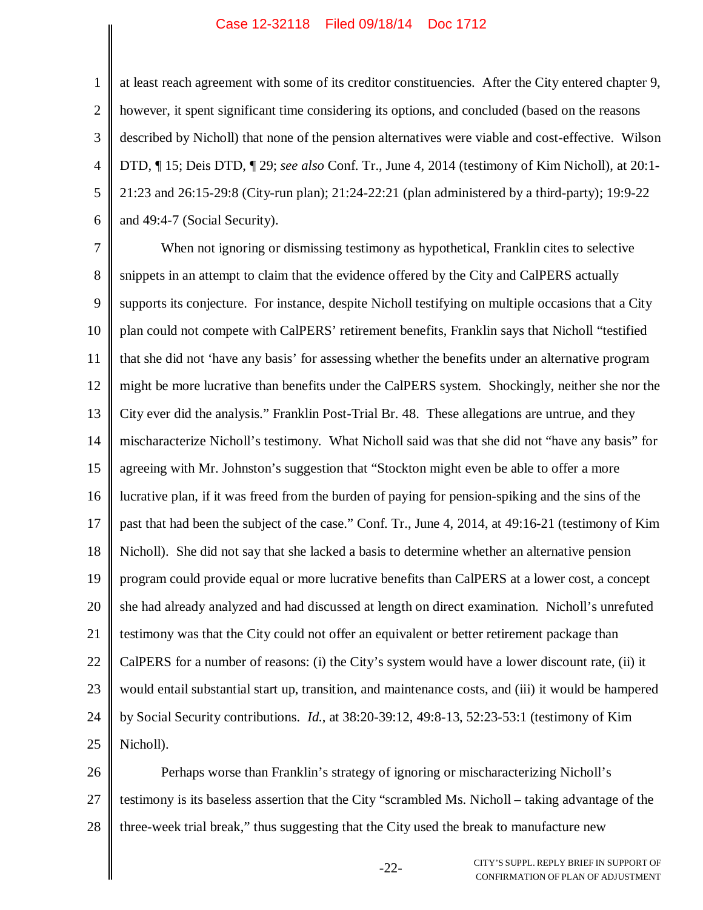at least reach agreement with some of its creditor constituencies. After the City entered chapter 9, however, it spent significant time considering its options, and concluded (based on the reasons described by Nicholl) that none of the pension alternatives were viable and cost-effective. Wilson DTD, ¶ 15; Deis DTD, ¶ 29; *see also* Conf. Tr., June 4, 2014 (testimony of Kim Nicholl), at 20:1-21:23 and 26:15-29:8 (City-run plan); 21:24-22:21 (plan administered by a third-party); 19:9-22 and 49:4-7 (Social Security).

When not ignoring or dismissing testimony as hypothetical, Franklin cites to selective snippets in an attempt to claim that the evidence offered by the City and CalPERS actually supports its conjecture. For instance, despite Nicholl testifying on multiple occasions that a City plan could not compete with CalPERS' retirement benefits, Franklin says that Nicholl "testified that she did not 'have any basis' for assessing whether the benefits under an alternative program might be more lucrative than benefits under the CalPERS system. Shockingly, neither she nor the City ever did the analysis." Franklin Post-Trial Br. 48. These allegations are untrue, and they mischaracterize Nicholl's testimony. What Nicholl said was that she did not "have any basis" for agreeing with Mr. Johnston's suggestion that "Stockton might even be able to offer a more lucrative plan, if it was freed from the burden of paying for pension-spiking and the sins of the past that had been the subject of the case." Conf. Tr., June 4, 2014, at 49:16-21 (testimony of Kim Nicholl). She did not say that she lacked a basis to determine whether an alternative pension program could provide equal or more lucrative benefits than CalPERS at a lower cost, a concept she had already analyzed and had discussed at length on direct examination. Nicholl's unrefuted testimony was that the City could not offer an equivalent or better retirement package than CalPERS for a number of reasons: (i) the City's system would have a lower discount rate, (ii) it would entail substantial start up, transition, and maintenance costs, and (iii) it would be hampered by Social Security contributions. *Id.*, at 38:20-39:12, 49:8-13, 52:23-53:1 (testimony of Kim Nicholl).

Perhaps worse than Franklin's strategy of ignoring or mischaracterizing Nicholl's testimony is its baseless assertion that the City "scrambled Ms. Nicholl – taking advantage of the three-week trial break," thus suggesting that the City used the break to manufacture new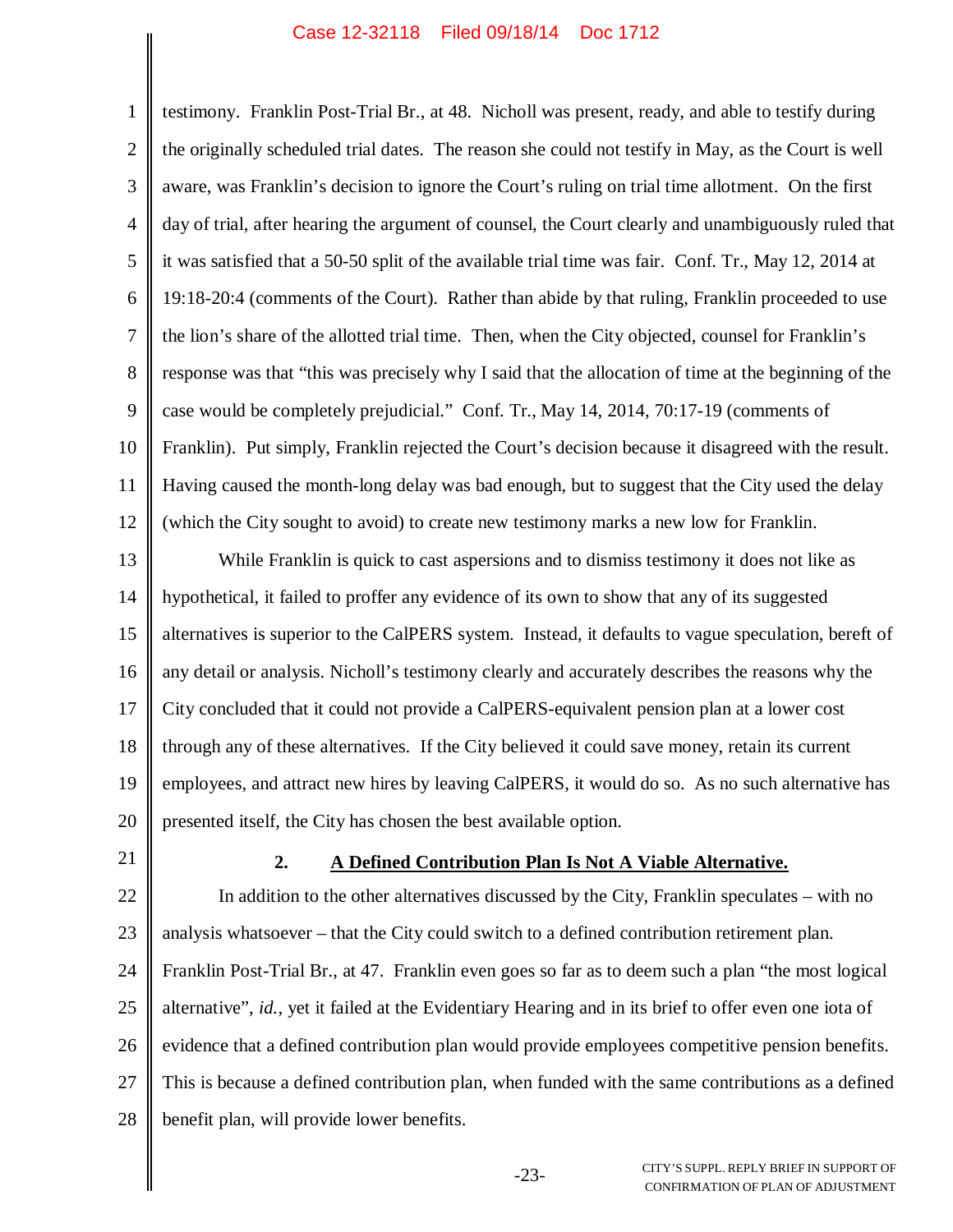testimony. Franklin Post-Trial Br., at 48. Nicholl was present, ready, and able to testify during the originally scheduled trial dates. The reason she could not testify in May, as the Court is well aware, was Franklin's decision to ignore the Court's ruling on trial time allotment. On the first day of trial, after hearing the argument of counsel, the Court clearly and unambiguously ruled that it was satisfied that a 50-50 split of the available trial time was fair. Conf. Tr., May 12, 2014 at 19:18-20:4 (comments of the Court). Rather than abide by that ruling, Franklin proceeded to use the lion's share of the allotted trial time. Then, when the City objected, counsel for Franklin's response was that "this was precisely why I said that the allocation of time at the beginning of the case would be completely prejudicial." Conf. Tr., May 14, 2014, 70:17-19 (comments of Franklin). Put simply, Franklin rejected the Court's decision because it disagreed with the result. Having caused the month-long delay was bad enough, but to suggest that the City used the delay (which the City sought to avoid) to create new testimony marks a new low for Franklin.

While Franklin is quick to cast aspersions and to dismiss testimony it does not like as hypothetical, it failed to proffer any evidence of its own to show that any of its suggested alternatives is superior to the CalPERS system. Instead, it defaults to vague speculation, bereft of any detail or analysis. Nicholl's testimony clearly and accurately describes the reasons why the City concluded that it could not provide a CalPERS-equivalent pension plan at a lower cost through any of these alternatives. If the City believed it could save money, retain its current employees, and attract new hires by leaving CalPERS, it would do so. As no such alternative has presented itself, the City has chosen the best available option.

### 2. A Defined Contribution Plan Is Not A Viable Alternative.

In addition to the other alternatives discussed by the City, Franklin speculates – with no analysis whatsoever – that the City could switch to a defined contribution retirement plan. Franklin Post-Trial Br., at 47. Franklin even goes so far as to deem such a plan "the most logical alternative", *id.*, yet it failed at the Evidentiary Hearing and in its brief to offer even one iota of evidence that a defined contribution plan would provide employees competitive pension benefits. This is because a defined contribution plan, when funded with the same contributions as a defined benefit plan, will provide lower benefits.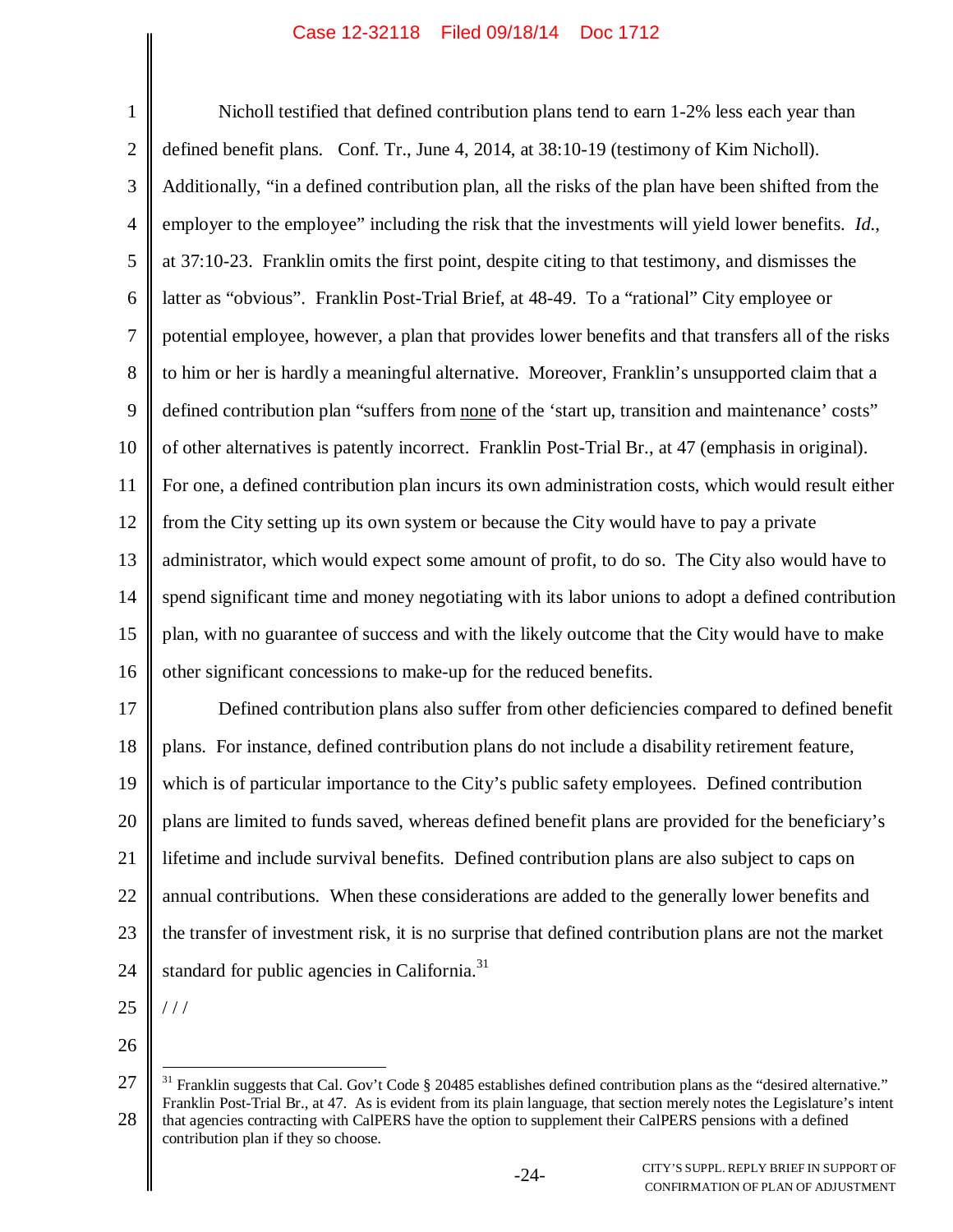Nicholl testified that defined contribution plans tend to earn 1-2% less each year than defined benefit plans. Conf. Tr., June 4, 2014, at 38:10-19 (testimony of Kim Nicholl). Additionally, "in a defined contribution plan, all the risks of the plan have been shifted from the employer to the employee" including the risk that the investments will yield lower benefits. *Id.*, at 37:10-23. Franklin omits the first point, despite citing to that testimony, and dismisses the latter as "obvious". Franklin Post-Trial Brief, at 48-49. To a "rational" City employee or potential employee, however, a plan that provides lower benefits and that transfers all of the risks to him or her is hardly a meaningful alternative. Moreover, Franklin's unsupported claim that a defined contribution plan "suffers from <u>none</u> of the 'start up, transition and maintenance' costs" of other alternatives is patently incorrect. Franklin Post-Trial Br., at 47 (emphasis in original). For one, a defined contribution plan incurs its own administration costs, which would result either from the City setting up its own system or because the City would have to pay a private administrator, which would expect some amount of profit, to do so. The City also would have to spend significant time and money negotiating with its labor unions to adopt a defined contribution plan, with no guarantee of success and with the likely outcome that the City would have to make other significant concessions to make-up for the reduced benefits.

Defined contribution plans also suffer from other deficiencies compared to defined benefit plans. For instance, defined contribution plans do not include a disability retirement feature, which is of particular importance to the City's public safety employees. Defined contribution plans are limited to funds saved, whereas defined benefit plans are provided for the beneficiary's lifetime and include survival benefits. Defined contribution plans are also subject to caps on annual contributions. When these considerations are added to the generally lower benefits and the transfer of investment risk, it is no surprise that defined contribution plans are not the market standard for public agencies in California.[31]

/ / /

---

[31] Franklin suggests that Cal. Gov't Code § 20485 establishes defined contribution plans as the "desired alternative." Franklin Post-Trial Br., at 47. As is evident from its plain language, that section merely notes the Legislature's intent that agencies contracting with CalPERS have the option to supplement their CalPERS pensions with a defined contribution plan if they so choose.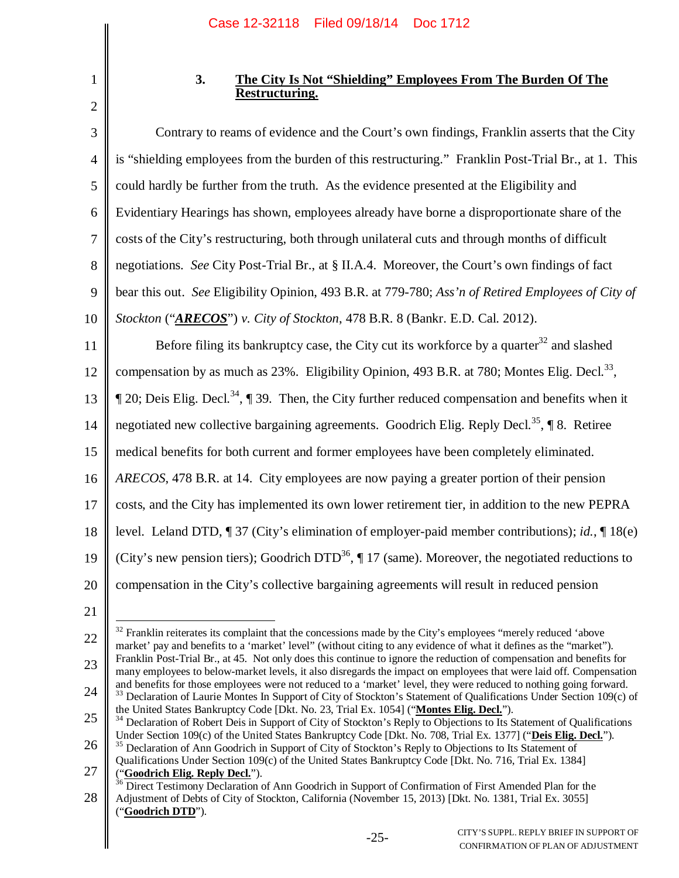### 3. The City Is Not "Shielding" Employees From The Burden Of The Restructuring.

Contrary to reams of evidence and the Court's own findings, Franklin asserts that the City is "shielding employees from the burden of this restructuring." Franklin Post-Trial Br., at 1. This could hardly be further from the truth. As the evidence presented at the Eligibility and Evidentiary Hearings has shown, employees already have borne a disproportionate share of the costs of the City's restructuring, both through unilateral cuts and through months of difficult negotiations. *See* City Post-Trial Br., at § II.A.4. Moreover, the Court's own findings of fact bear this out. *See* Eligibility Opinion, 493 B.R. at 779-780; *Ass'n of Retired Employees of City of Stockton* ("***ARECOS***") *v. City of Stockton*, 478 B.R. 8 (Bankr. E.D. Cal. 2012).

Before filing its bankruptcy case, the City cut its workforce by a quarter[32] and slashed compensation by as much as 23%. Eligibility Opinion, 493 B.R. at 780; Montes Elig. Decl.[33], ¶ 20; Deis Elig. Decl.[34], ¶ 39. Then, the City further reduced compensation and benefits when it negotiated new collective bargaining agreements. Goodrich Elig. Reply Decl.[35], ¶ 8. Retiree medical benefits for both current and former employees have been completely eliminated. *ARECOS*, 478 B.R. at 14. City employees are now paying a greater portion of their pension costs, and the City has implemented its own lower retirement tier, in addition to the new PEPRA level. Leland DTD, ¶ 37 (City's elimination of employer-paid member contributions); *id.*, ¶ 18(e) (City's new pension tiers); Goodrich DTD[36], ¶ 17 (same). Moreover, the negotiated reductions to compensation in the City's collective bargaining agreements will result in reduced pension

---

[32] Franklin reiterates its complaint that the concessions made by the City's employees "merely reduced 'above market' pay and benefits to a 'market' level" (without citing to any evidence of what it defines as the "market"). Franklin Post-Trial Br., at 45. Not only does this continue to ignore the reduction of compensation and benefits for many employees to below-market levels, it also disregards the impact on employees that were laid off. Compensation and benefits for those employees were not reduced to a 'market' level, they were reduced to nothing going forward.

[33] Declaration of Laurie Montes In Support of City of Stockton's Statement of Qualifications Under Section 109(c) of the United States Bankruptcy Code [Dkt. No. 23, Trial Ex. 1054] ("**Montes Elig. Decl.**").

[34] Declaration of Robert Deis in Support of City of Stockton's Reply to Objections to Its Statement of Qualifications Under Section 109(c) of the United States Bankruptcy Code [Dkt. No. 708, Trial Ex. 1377] ("**Deis Elig. Decl.**").

[35] Declaration of Ann Goodrich in Support of City of Stockton's Reply to Objections to Its Statement of Qualifications Under Section 109(c) of the United States Bankruptcy Code [Dkt. No. 716, Trial Ex. 1384] ("**Goodrich Elig. Reply Decl.**").

[36] Direct Testimony Declaration of Ann Goodrich in Support of Confirmation of First Amended Plan for the Adjustment of Debts of City of Stockton, California (November 15, 2013) [Dkt. No. 1381, Trial Ex. 3055] ("**Goodrich DTD**").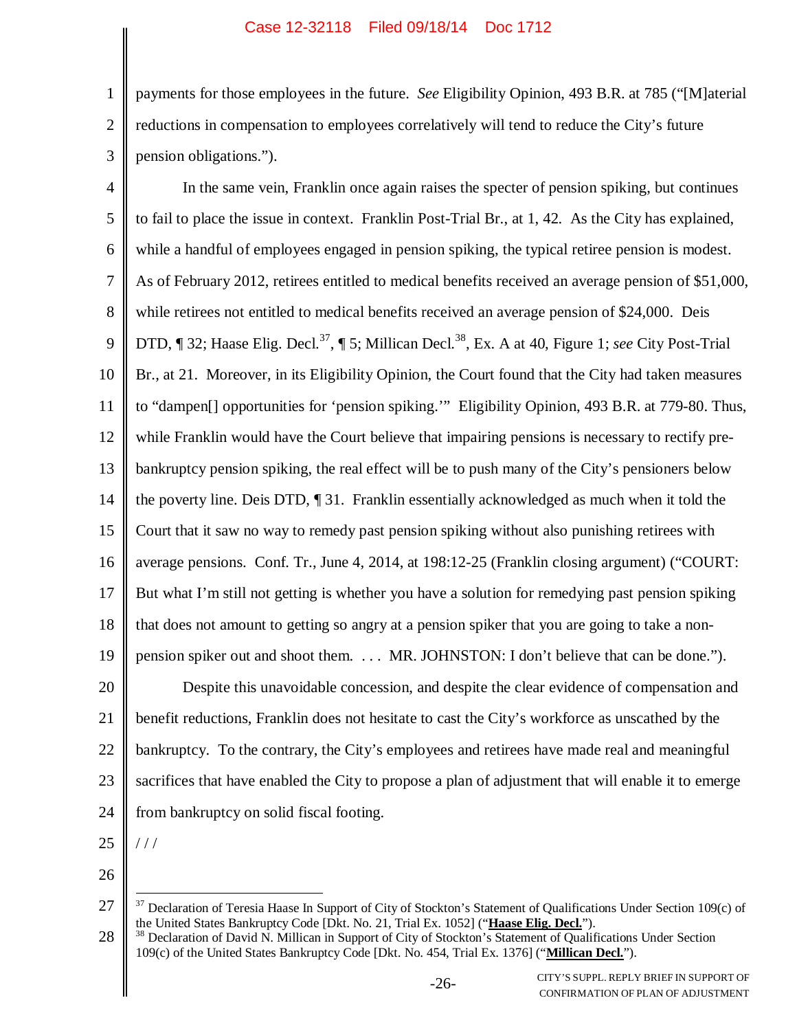payments for those employees in the future. *See* Eligibility Opinion, 493 B.R. at 785 ("[M]aterial reductions in compensation to employees correlatively will tend to reduce the City's future pension obligations.").

In the same vein, Franklin once again raises the specter of pension spiking, but continues to fail to place the issue in context. Franklin Post-Trial Br., at 1, 42. As the City has explained, while a handful of employees engaged in pension spiking, the typical retiree pension is modest. As of February 2012, retirees entitled to medical benefits received an average pension of $51,000, while retirees not entitled to medical benefits received an average pension of $24,000. Deis DTD, ¶ 32; Haase Elig. Decl.[37], ¶ 5; Millican Decl.[38], Ex. A at 40, Figure 1; *see* City Post-Trial Br., at 21. Moreover, in its Eligibility Opinion, the Court found that the City had taken measures to "dampen[] opportunities for 'pension spiking.'" Eligibility Opinion, 493 B.R. at 779-80. Thus, while Franklin would have the Court believe that impairing pensions is necessary to rectify pre-bankruptcy pension spiking, the real effect will be to push many of the City's pensioners below the poverty line. Deis DTD, ¶ 31. Franklin essentially acknowledged as much when it told the Court that it saw no way to remedy past pension spiking without also punishing retirees with average pensions. Conf. Tr., June 4, 2014, at 198:12-25 (Franklin closing argument) ("COURT: But what I'm still not getting is whether you have a solution for remedying past pension spiking that does not amount to getting so angry at a pension spiker that you are going to take a non-pension spiker out and shoot them. . . . MR. JOHNSTON: I don't believe that can be done.").

Despite this unavoidable concession, and despite the clear evidence of compensation and benefit reductions, Franklin does not hesitate to cast the City's workforce as unscathed by the bankruptcy. To the contrary, the City's employees and retirees have made real and meaningful sacrifices that have enabled the City to propose a plan of adjustment that will enable it to emerge from bankruptcy on solid fiscal footing.

/ / /

---

[37] Declaration of Teresia Haase In Support of City of Stockton's Statement of Qualifications Under Section 109(c) of the United States Bankruptcy Code [Dkt. No. 21, Trial Ex. 1052] ("**Haase Elig. Decl.**").

[38] Declaration of David N. Millican in Support of City of Stockton's Statement of Qualifications Under Section 109(c) of the United States Bankruptcy Code [Dkt. No. 454, Trial Ex. 1376] ("**Millican Decl.**").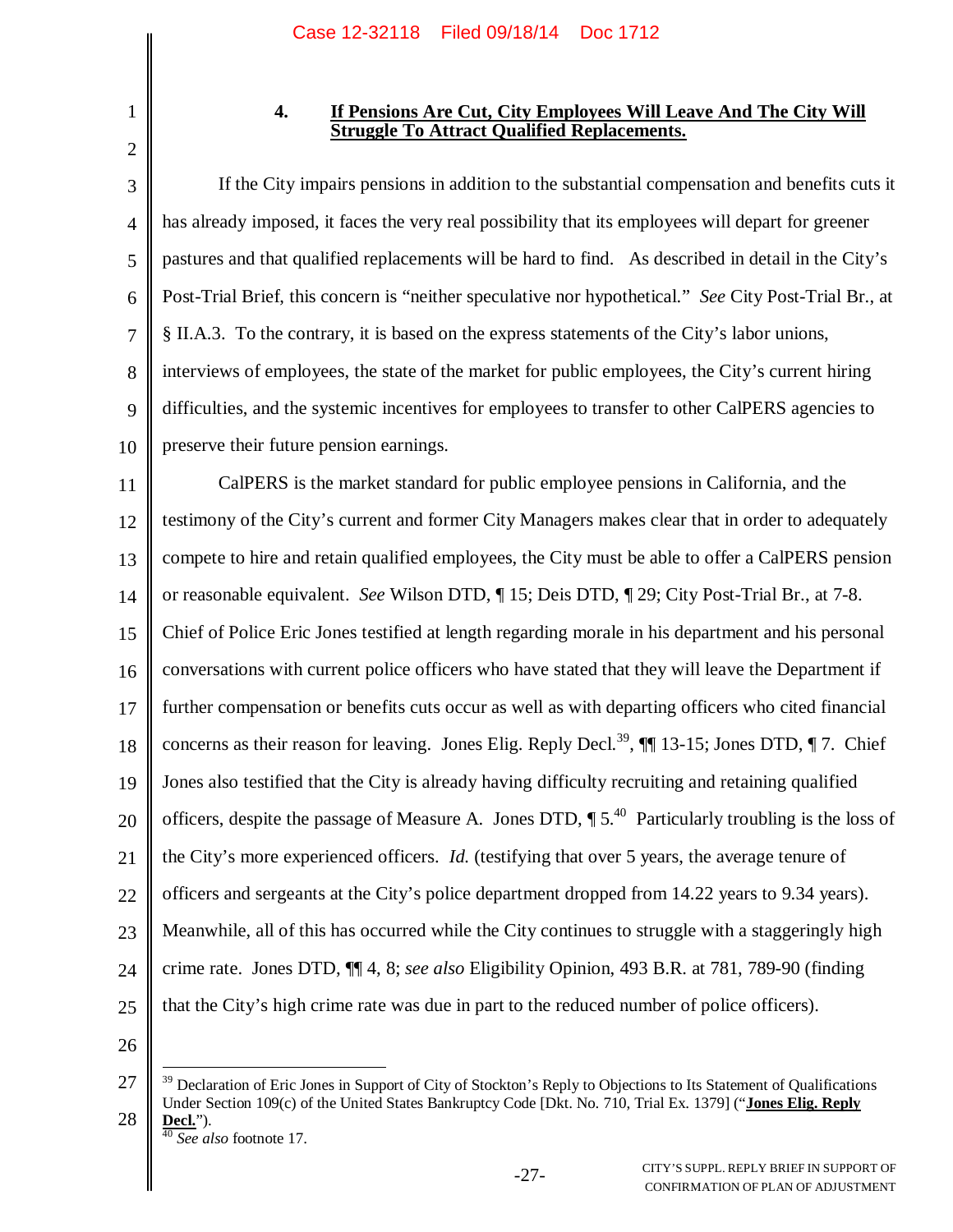### 4. <u>If Pensions Are Cut, City Employees Will Leave And The City Will Struggle To Attract Qualified Replacements.</u>

If the City impairs pensions in addition to the substantial compensation and benefits cuts it has already imposed, it faces the very real possibility that its employees will depart for greener pastures and that qualified replacements will be hard to find. As described in detail in the City's Post-Trial Brief, this concern is "neither speculative nor hypothetical." *See* City Post-Trial Br., at § II.A.3. To the contrary, it is based on the express statements of the City's labor unions, interviews of employees, the state of the market for public employees, the City's current hiring difficulties, and the systemic incentives for employees to transfer to other CalPERS agencies to preserve their future pension earnings.

CalPERS is the market standard for public employee pensions in California, and the testimony of the City's current and former City Managers makes clear that in order to adequately compete to hire and retain qualified employees, the City must be able to offer a CalPERS pension or reasonable equivalent. *See* Wilson DTD, ¶ 15; Deis DTD, ¶ 29; City Post-Trial Br., at 7-8. Chief of Police Eric Jones testified at length regarding morale in his department and his personal conversations with current police officers who have stated that they will leave the Department if further compensation or benefits cuts occur as well as with departing officers who cited financial concerns as their reason for leaving. Jones Elig. Reply Decl.[39], ¶¶ 13-15; Jones DTD, ¶ 7. Chief Jones also testified that the City is already having difficulty recruiting and retaining qualified officers, despite the passage of Measure A. Jones DTD, ¶ 5.[40] Particularly troubling is the loss of the City's more experienced officers. *Id.* (testifying that over 5 years, the average tenure of officers and sergeants at the City's police department dropped from 14.22 years to 9.34 years). Meanwhile, all of this has occurred while the City continues to struggle with a staggeringly high crime rate. Jones DTD, ¶¶ 4, 8; *see also* Eligibility Opinion, 493 B.R. at 781, 789-90 (finding that the City's high crime rate was due in part to the reduced number of police officers).

---

[39] Declaration of Eric Jones in Support of City of Stockton's Reply to Objections to Its Statement of Qualifications Under Section 109(c) of the United States Bankruptcy Code [Dkt. No. 710, Trial Ex. 1379] ("**<u>Jones Elig. Reply Decl.</u>**").

[40] *See also* footnote 17.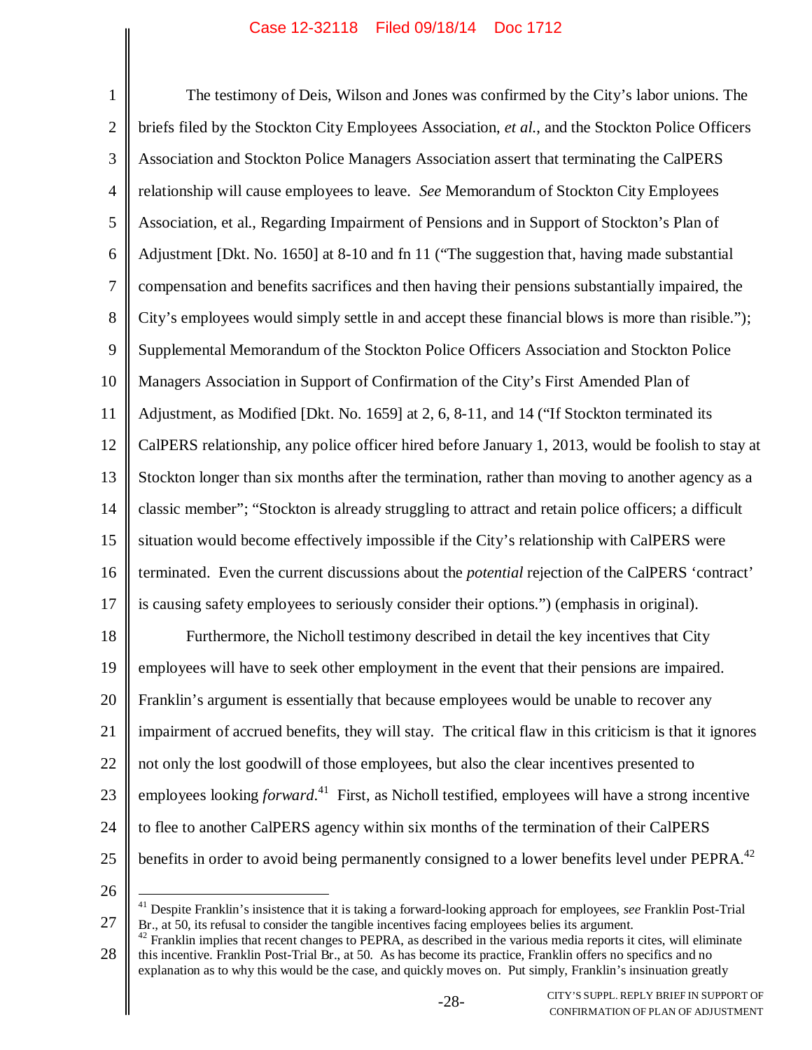The testimony of Deis, Wilson and Jones was confirmed by the City's labor unions. The briefs filed by the Stockton City Employees Association, *et al.*, and the Stockton Police Officers Association and Stockton Police Managers Association assert that terminating the CalPERS relationship will cause employees to leave. *See* Memorandum of Stockton City Employees Association, et al., Regarding Impairment of Pensions and in Support of Stockton's Plan of Adjustment [Dkt. No. 1650] at 8-10 and fn 11 ("The suggestion that, having made substantial compensation and benefits sacrifices and then having their pensions substantially impaired, the City's employees would simply settle in and accept these financial blows is more than risible."); Supplemental Memorandum of the Stockton Police Officers Association and Stockton Police Managers Association in Support of Confirmation of the City's First Amended Plan of Adjustment, as Modified [Dkt. No. 1659] at 2, 6, 8-11, and 14 ("If Stockton terminated its CalPERS relationship, any police officer hired before January 1, 2013, would be foolish to stay at Stockton longer than six months after the termination, rather than moving to another agency as a classic member"; "Stockton is already struggling to attract and retain police officers; a difficult situation would become effectively impossible if the City's relationship with CalPERS were terminated. Even the current discussions about the *potential* rejection of the CalPERS 'contract' is causing safety employees to seriously consider their options.") (emphasis in original).

Furthermore, the Nicholl testimony described in detail the key incentives that City employees will have to seek other employment in the event that their pensions are impaired. Franklin's argument is essentially that because employees would be unable to recover any impairment of accrued benefits, they will stay. The critical flaw in this criticism is that it ignores not only the lost goodwill of those employees, but also the clear incentives presented to employees looking *forward*.[41] First, as Nicholl testified, employees will have a strong incentive to flee to another CalPERS agency within six months of the termination of their CalPERS benefits in order to avoid being permanently consigned to a lower benefits level under PEPRA.[42]

---

[41] Despite Franklin's insistence that it is taking a forward-looking approach for employees, *see* Franklin Post-Trial Br., at 50, its refusal to consider the tangible incentives facing employees belies its argument.

[42] Franklin implies that recent changes to PEPRA, as described in the various media reports it cites, will eliminate this incentive. Franklin Post-Trial Br., at 50. As has become its practice, Franklin offers no specifics and no explanation as to why this would be the case, and quickly moves on. Put simply, Franklin's insinuation greatly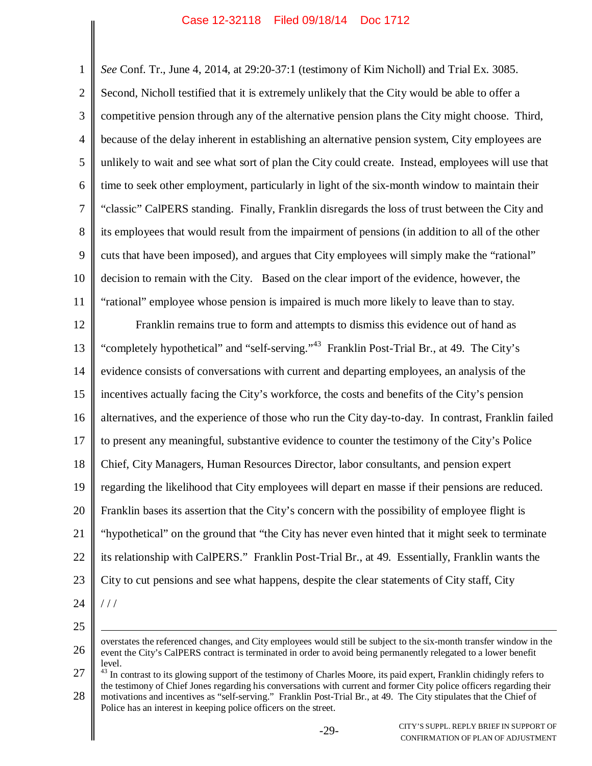*See* Conf. Tr., June 4, 2014, at 29:20-37:1 (testimony of Kim Nicholl) and Trial Ex. 3085. Second, Nicholl testified that it is extremely unlikely that the City would be able to offer a competitive pension through any of the alternative pension plans the City might choose. Third, because of the delay inherent in establishing an alternative pension system, City employees are unlikely to wait and see what sort of plan the City could create. Instead, employees will use that time to seek other employment, particularly in light of the six-month window to maintain their "classic" CalPERS standing. Finally, Franklin disregards the loss of trust between the City and its employees that would result from the impairment of pensions (in addition to all of the other cuts that have been imposed), and argues that City employees will simply make the "rational" decision to remain with the City. Based on the clear import of the evidence, however, the "rational" employee whose pension is impaired is much more likely to leave than to stay.

Franklin remains true to form and attempts to dismiss this evidence out of hand as "completely hypothetical" and "self-serving."[43] Franklin Post-Trial Br., at 49. The City's evidence consists of conversations with current and departing employees, an analysis of the incentives actually facing the City's workforce, the costs and benefits of the City's pension alternatives, and the experience of those who run the City day-to-day. In contrast, Franklin failed to present any meaningful, substantive evidence to counter the testimony of the City's Police Chief, City Managers, Human Resources Director, labor consultants, and pension expert regarding the likelihood that City employees will depart en masse if their pensions are reduced. Franklin bases its assertion that the City's concern with the possibility of employee flight is "hypothetical" on the ground that "the City has never even hinted that it might seek to terminate its relationship with CalPERS." Franklin Post-Trial Br., at 49. Essentially, Franklin wants the City to cut pensions and see what happens, despite the clear statements of City staff, City

/ / /

---

overstates the referenced changes, and City employees would still be subject to the six-month transfer window in the event the City's CalPERS contract is terminated in order to avoid being permanently relegated to a lower benefit level.

[43] In contrast to its glowing support of the testimony of Charles Moore, its paid expert, Franklin chidingly refers to the testimony of Chief Jones regarding his conversations with current and former City police officers regarding their motivations and incentives as "self-serving." Franklin Post-Trial Br., at 49. The City stipulates that the Chief of Police has an interest in keeping police officers on the street.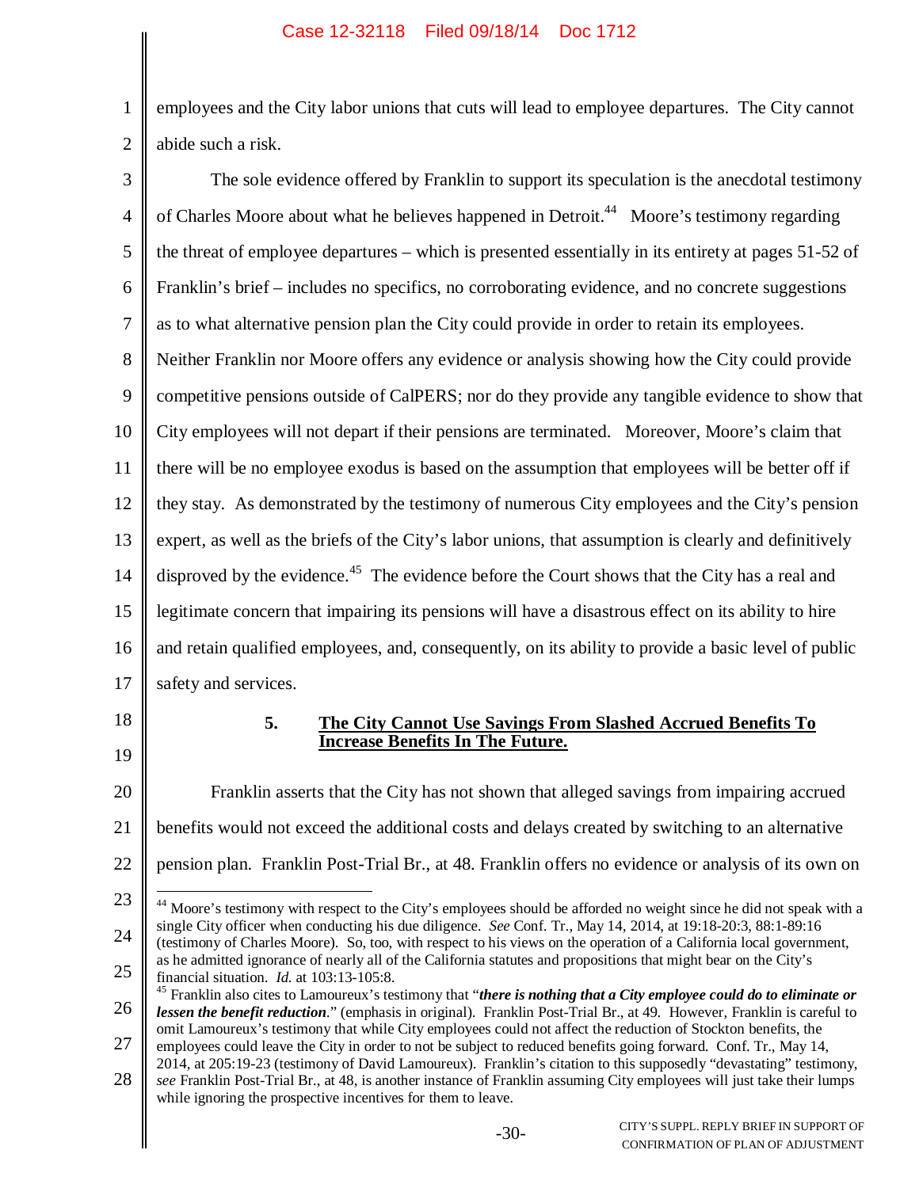employees and the City labor unions that cuts will lead to employee departures. The City cannot abide such a risk.

The sole evidence offered by Franklin to support its speculation is the anecdotal testimony of Charles Moore about what he believes happened in Detroit.[44] Moore's testimony regarding the threat of employee departures – which is presented essentially in its entirety at pages 51-52 of Franklin's brief – includes no specifics, no corroborating evidence, and no concrete suggestions as to what alternative pension plan the City could provide in order to retain its employees. Neither Franklin nor Moore offers any evidence or analysis showing how the City could provide competitive pensions outside of CalPERS; nor do they provide any tangible evidence to show that City employees will not depart if their pensions are terminated. Moreover, Moore's claim that there will be no employee exodus is based on the assumption that employees will be better off if they stay. As demonstrated by the testimony of numerous City employees and the City's pension expert, as well as the briefs of the City's labor unions, that assumption is clearly and definitively disproved by the evidence.[45] The evidence before the Court shows that the City has a real and legitimate concern that impairing its pensions will have a disastrous effect on its ability to hire and retain qualified employees, and, consequently, on its ability to provide a basic level of public safety and services.

**5. <u>The City Cannot Use Savings From Slashed Accrued Benefits To Increase Benefits In The Future.</u>**

Franklin asserts that the City has not shown that alleged savings from impairing accrued benefits would not exceed the additional costs and delays created by switching to an alternative pension plan. Franklin Post-Trial Br., at 48. Franklin offers no evidence or analysis of its own on

---

[44] Moore's testimony with respect to the City's employees should be afforded no weight since he did not speak with a single City officer when conducting his due diligence. *See* Conf. Tr., May 14, 2014, at 19:18-20:3, 88:1-89:16 (testimony of Charles Moore). So, too, with respect to his views on the operation of a California local government, as he admitted ignorance of nearly all of the California statutes and propositions that might bear on the City's financial situation. *Id.* at 103:13-105:8.

[45] Franklin also cites to Lamoureux's testimony that "***there is nothing that a City employee could do to eliminate or lessen the benefit reduction***." (emphasis in original). Franklin Post-Trial Br., at 49. However, Franklin is careful to omit Lamoureux's testimony that while City employees could not affect the reduction of Stockton benefits, the employees could leave the City in order to not be subject to reduced benefits going forward. Conf. Tr., May 14, 2014, at 205:19-23 (testimony of David Lamoureux). Franklin's citation to this supposedly "devastating" testimony, *see* Franklin Post-Trial Br., at 48, is another instance of Franklin assuming City employees will just take their lumps while ignoring the prospective incentives for them to leave.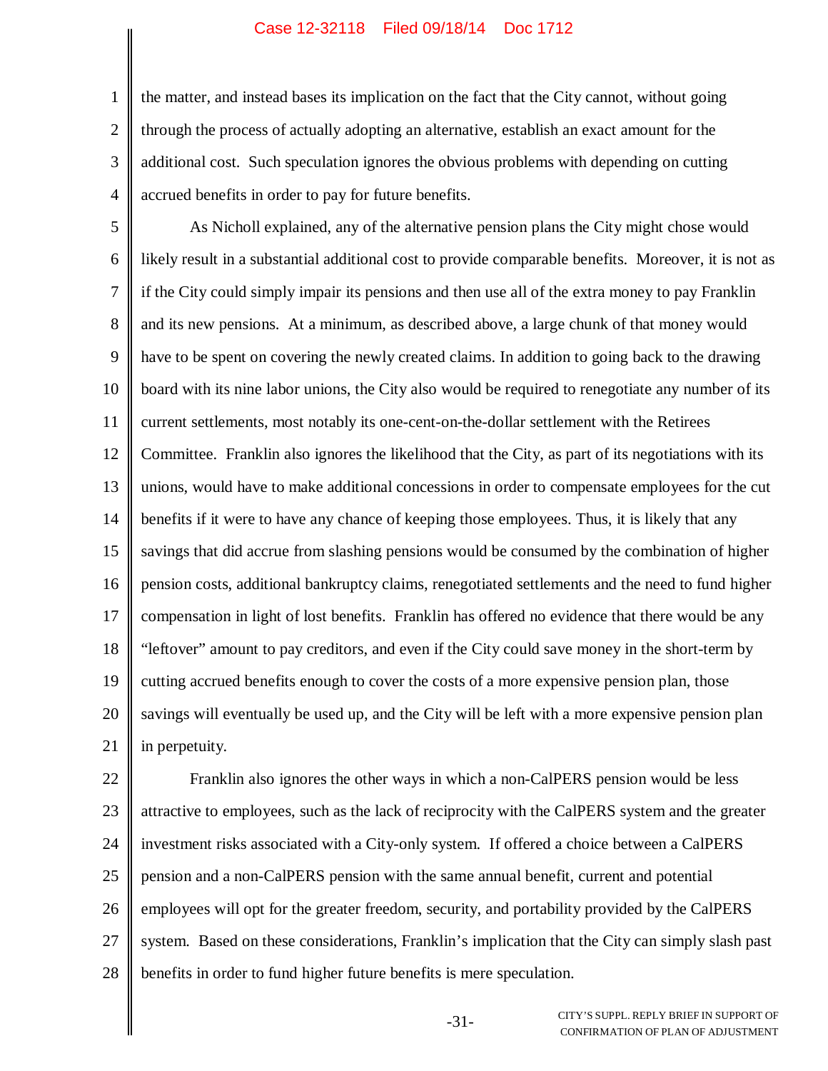the matter, and instead bases its implication on the fact that the City cannot, without going through the process of actually adopting an alternative, establish an exact amount for the additional cost. Such speculation ignores the obvious problems with depending on cutting accrued benefits in order to pay for future benefits.

As Nicholl explained, any of the alternative pension plans the City might chose would likely result in a substantial additional cost to provide comparable benefits. Moreover, it is not as if the City could simply impair its pensions and then use all of the extra money to pay Franklin and its new pensions. At a minimum, as described above, a large chunk of that money would have to be spent on covering the newly created claims. In addition to going back to the drawing board with its nine labor unions, the City also would be required to renegotiate any number of its current settlements, most notably its one-cent-on-the-dollar settlement with the Retirees Committee. Franklin also ignores the likelihood that the City, as part of its negotiations with its unions, would have to make additional concessions in order to compensate employees for the cut benefits if it were to have any chance of keeping those employees. Thus, it is likely that any savings that did accrue from slashing pensions would be consumed by the combination of higher pension costs, additional bankruptcy claims, renegotiated settlements and the need to fund higher compensation in light of lost benefits. Franklin has offered no evidence that there would be any "leftover" amount to pay creditors, and even if the City could save money in the short-term by cutting accrued benefits enough to cover the costs of a more expensive pension plan, those savings will eventually be used up, and the City will be left with a more expensive pension plan in perpetuity.

Franklin also ignores the other ways in which a non-CalPERS pension would be less attractive to employees, such as the lack of reciprocity with the CalPERS system and the greater investment risks associated with a City-only system. If offered a choice between a CalPERS pension and a non-CalPERS pension with the same annual benefit, current and potential employees will opt for the greater freedom, security, and portability provided by the CalPERS system. Based on these considerations, Franklin's implication that the City can simply slash past benefits in order to fund higher future benefits is mere speculation.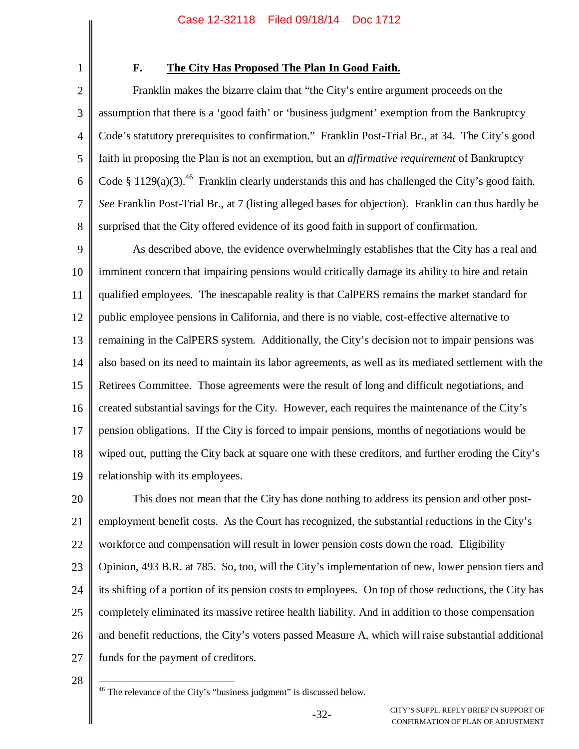### F. **The City Has Proposed The Plan In Good Faith.**

Franklin makes the bizarre claim that "the City's entire argument proceeds on the assumption that there is a 'good faith' or 'business judgment' exemption from the Bankruptcy Code's statutory prerequisites to confirmation." Franklin Post-Trial Br., at 34. The City's good faith in proposing the Plan is not an exemption, but an *affirmative requirement* of Bankruptcy Code § 1129(a)(3).[46] Franklin clearly understands this and has challenged the City's good faith. *See* Franklin Post-Trial Br., at 7 (listing alleged bases for objection). Franklin can thus hardly be surprised that the City offered evidence of its good faith in support of confirmation.

As described above, the evidence overwhelmingly establishes that the City has a real and imminent concern that impairing pensions would critically damage its ability to hire and retain qualified employees. The inescapable reality is that CalPERS remains the market standard for public employee pensions in California, and there is no viable, cost-effective alternative to remaining in the CalPERS system. Additionally, the City's decision not to impair pensions was also based on its need to maintain its labor agreements, as well as its mediated settlement with the Retirees Committee. Those agreements were the result of long and difficult negotiations, and created substantial savings for the City. However, each requires the maintenance of the City's pension obligations. If the City is forced to impair pensions, months of negotiations would be wiped out, putting the City back at square one with these creditors, and further eroding the City's relationship with its employees.

This does not mean that the City has done nothing to address its pension and other post-employment benefit costs. As the Court has recognized, the substantial reductions in the City's workforce and compensation will result in lower pension costs down the road. Eligibility Opinion, 493 B.R. at 785. So, too, will the City's implementation of new, lower pension tiers and its shifting of a portion of its pension costs to employees. On top of those reductions, the City has completely eliminated its massive retiree health liability. And in addition to those compensation and benefit reductions, the City's voters passed Measure A, which will raise substantial additional funds for the payment of creditors.

---

[46] The relevance of the City's "business judgment" is discussed below.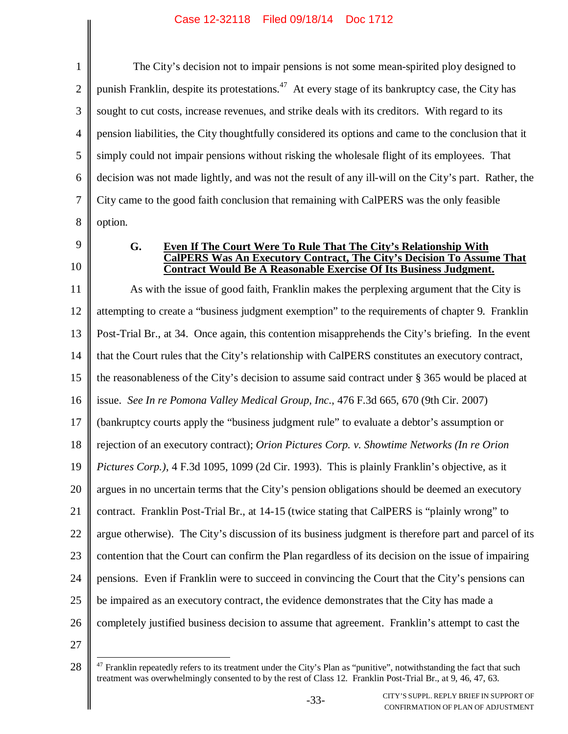The City's decision not to impair pensions is not some mean-spirited ploy designed to punish Franklin, despite its protestations.[47] At every stage of its bankruptcy case, the City has sought to cut costs, increase revenues, and strike deals with its creditors. With regard to its pension liabilities, the City thoughtfully considered its options and came to the conclusion that it simply could not impair pensions without risking the wholesale flight of its employees. That decision was not made lightly, and was not the result of any ill-will on the City's part. Rather, the City came to the good faith conclusion that remaining with CalPERS was the only feasible option.

### G. Even If The Court Were To Rule That The City's Relationship With CalPERS Was An Executory Contract, The City's Decision To Assume That Contract Would Be A Reasonable Exercise Of Its Business Judgment.

As with the issue of good faith, Franklin makes the perplexing argument that the City is attempting to create a "business judgment exemption" to the requirements of chapter 9. Franklin Post-Trial Br., at 34. Once again, this contention misapprehends the City's briefing. In the event that the Court rules that the City's relationship with CalPERS constitutes an executory contract, the reasonableness of the City's decision to assume said contract under § 365 would be placed at issue. *See In re Pomona Valley Medical Group, Inc.*, 476 F.3d 665, 670 (9th Cir. 2007) (bankruptcy courts apply the "business judgment rule" to evaluate a debtor's assumption or rejection of an executory contract); *Orion Pictures Corp. v. Showtime Networks (In re Orion Pictures Corp.)*, 4 F.3d 1095, 1099 (2d Cir. 1993). This is plainly Franklin's objective, as it argues in no uncertain terms that the City's pension obligations should be deemed an executory contract. Franklin Post-Trial Br., at 14-15 (twice stating that CalPERS is "plainly wrong" to argue otherwise). The City's discussion of its business judgment is therefore part and parcel of its contention that the Court can confirm the Plan regardless of its decision on the issue of impairing pensions. Even if Franklin were to succeed in convincing the Court that the City's pensions can be impaired as an executory contract, the evidence demonstrates that the City has made a completely justified business decision to assume that agreement. Franklin's attempt to cast the

[47] Franklin repeatedly refers to its treatment under the City's Plan as "punitive", notwithstanding the fact that such treatment was overwhelmingly consented to by the rest of Class 12. Franklin Post-Trial Br., at 9, 46, 47, 63.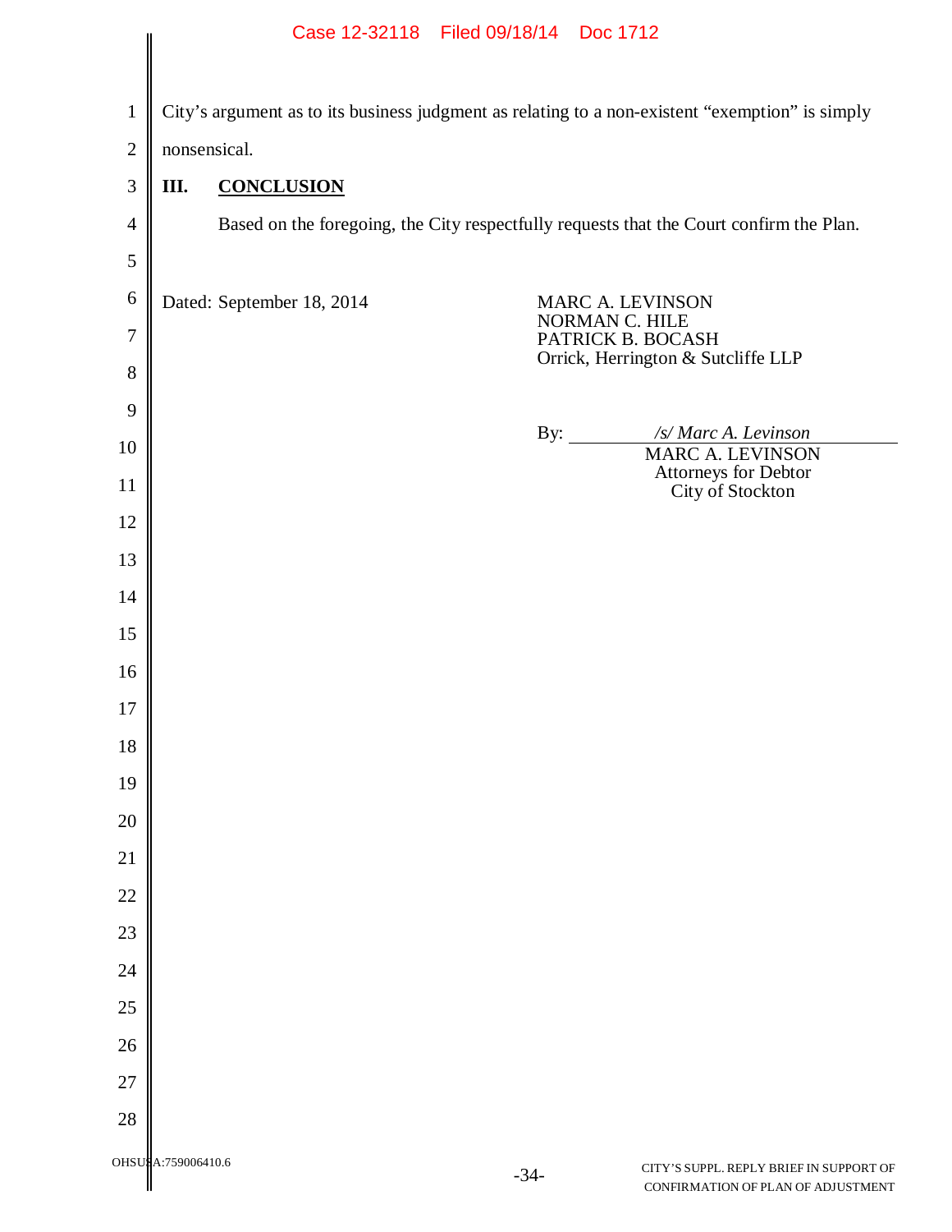City's argument as to its business judgment as relating to a non-existent "exemption" is simply nonsensical.

## III. CONCLUSION

Based on the foregoing, the City respectfully requests that the Court confirm the Plan.

Dated: September 18, 2014

MARC A. LEVINSON
NORMAN C. HILE
PATRICK B. BOCASH
Orrick, Herrington & Sutcliffe LLP

By: */s/ Marc A. Levinson*
MARC A. LEVINSON
Attorneys for Debtor
City of Stockton